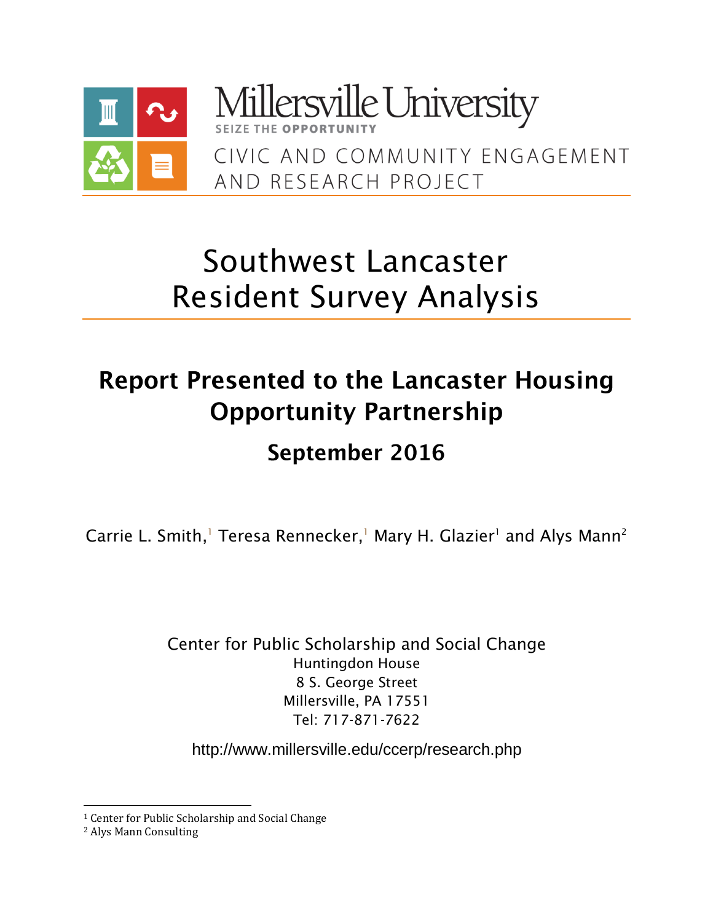Millersville University
SEIZE THE OPPORTUNITY

CIVIC AND COMMUNITY ENGAGEMENT AND RESEARCH PROJECT

# Southwest Lancaster Resident Survey Analysis

## Report Presented to the Lancaster Housing Opportunity Partnership

### September 2016

Carrie L. Smith,[1] Teresa Rennecker,[1] Mary H. Glazier[1] and Alys Mann[2]

Center for Public Scholarship and Social Change
Huntingdon House
8 S. George Street
Millersville, PA 17551
Tel: 717-871-7622

http://www.millersville.edu/ccerp/research.php

[1] Center for Public Scholarship and Social Change
[2] Alys Mann Consulting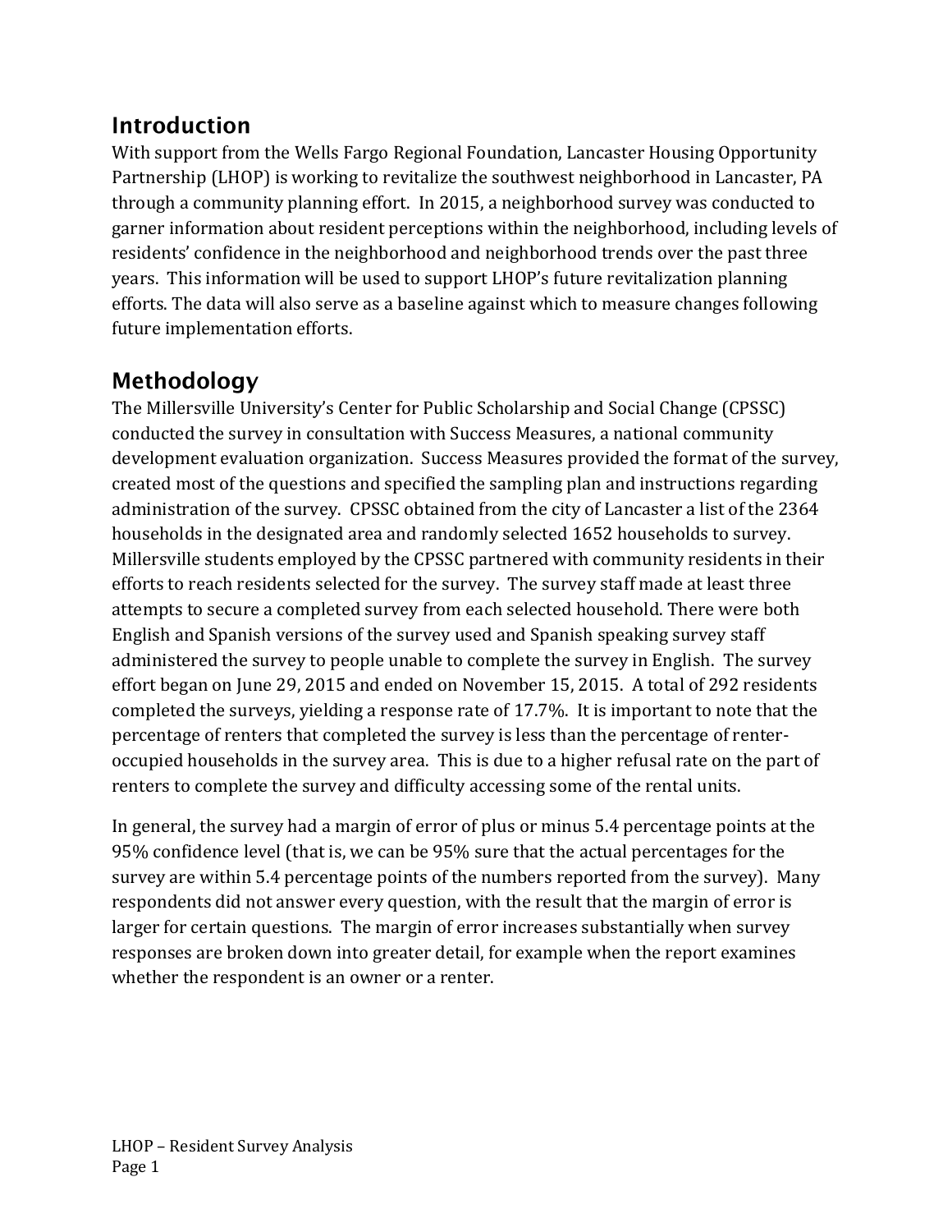## Introduction

With support from the Wells Fargo Regional Foundation, Lancaster Housing Opportunity Partnership (LHOP) is working to revitalize the southwest neighborhood in Lancaster, PA through a community planning effort. In 2015, a neighborhood survey was conducted to garner information about resident perceptions within the neighborhood, including levels of residents' confidence in the neighborhood and neighborhood trends over the past three years. This information will be used to support LHOP's future revitalization planning efforts. The data will also serve as a baseline against which to measure changes following future implementation efforts.

## Methodology

The Millersville University's Center for Public Scholarship and Social Change (CPSSC) conducted the survey in consultation with Success Measures, a national community development evaluation organization. Success Measures provided the format of the survey, created most of the questions and specified the sampling plan and instructions regarding administration of the survey. CPSSC obtained from the city of Lancaster a list of the 2364 households in the designated area and randomly selected 1652 households to survey. Millersville students employed by the CPSSC partnered with community residents in their efforts to reach residents selected for the survey. The survey staff made at least three attempts to secure a completed survey from each selected household. There were both English and Spanish versions of the survey used and Spanish speaking survey staff administered the survey to people unable to complete the survey in English. The survey effort began on June 29, 2015 and ended on November 15, 2015. A total of 292 residents completed the surveys, yielding a response rate of 17.7%. It is important to note that the percentage of renters that completed the survey is less than the percentage of renter-occupied households in the survey area. This is due to a higher refusal rate on the part of renters to complete the survey and difficulty accessing some of the rental units.

In general, the survey had a margin of error of plus or minus 5.4 percentage points at the 95% confidence level (that is, we can be 95% sure that the actual percentages for the survey are within 5.4 percentage points of the numbers reported from the survey). Many respondents did not answer every question, with the result that the margin of error is larger for certain questions. The margin of error increases substantially when survey responses are broken down into greater detail, for example when the report examines whether the respondent is an owner or a renter.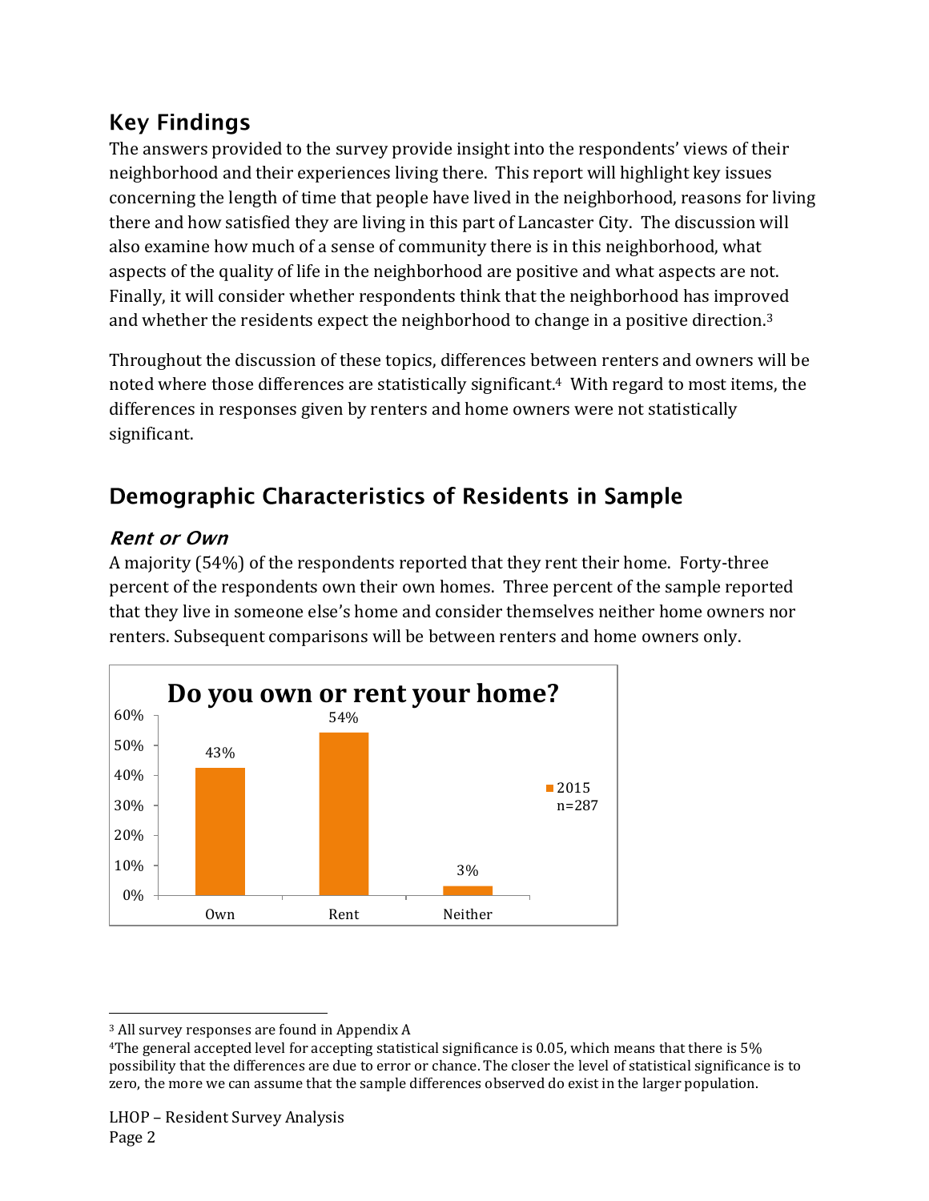## Key Findings

The answers provided to the survey provide insight into the respondents' views of their neighborhood and their experiences living there. This report will highlight key issues concerning the length of time that people have lived in the neighborhood, reasons for living there and how satisfied they are living in this part of Lancaster City. The discussion will also examine how much of a sense of community there is in this neighborhood, what aspects of the quality of life in the neighborhood are positive and what aspects are not. Finally, it will consider whether respondents think that the neighborhood has improved and whether the residents expect the neighborhood to change in a positive direction.[3]

Throughout the discussion of these topics, differences between renters and owners will be noted where those differences are statistically significant.[4] With regard to most items, the differences in responses given by renters and home owners were not statistically significant.

## Demographic Characteristics of Residents in Sample

### *Rent or Own*

A majority (54%) of the respondents reported that they rent their home. Forty-three percent of the respondents own their own homes. Three percent of the sample reported that they live in someone else's home and consider themselves neither home owners nor renters. Subsequent comparisons will be between renters and home owners only.

**Do you own or rent your home?**

| | 2015 (n=287) |
|---|---|
| Own | 43% |
| Rent | 54% |
| Neither | 3% |

---

[3] All survey responses are found in Appendix A

[4] The general accepted level for accepting statistical significance is 0.05, which means that there is 5% possibility that the differences are due to error or chance. The closer the level of statistical significance is to zero, the more we can assume that the sample differences observed do exist in the larger population.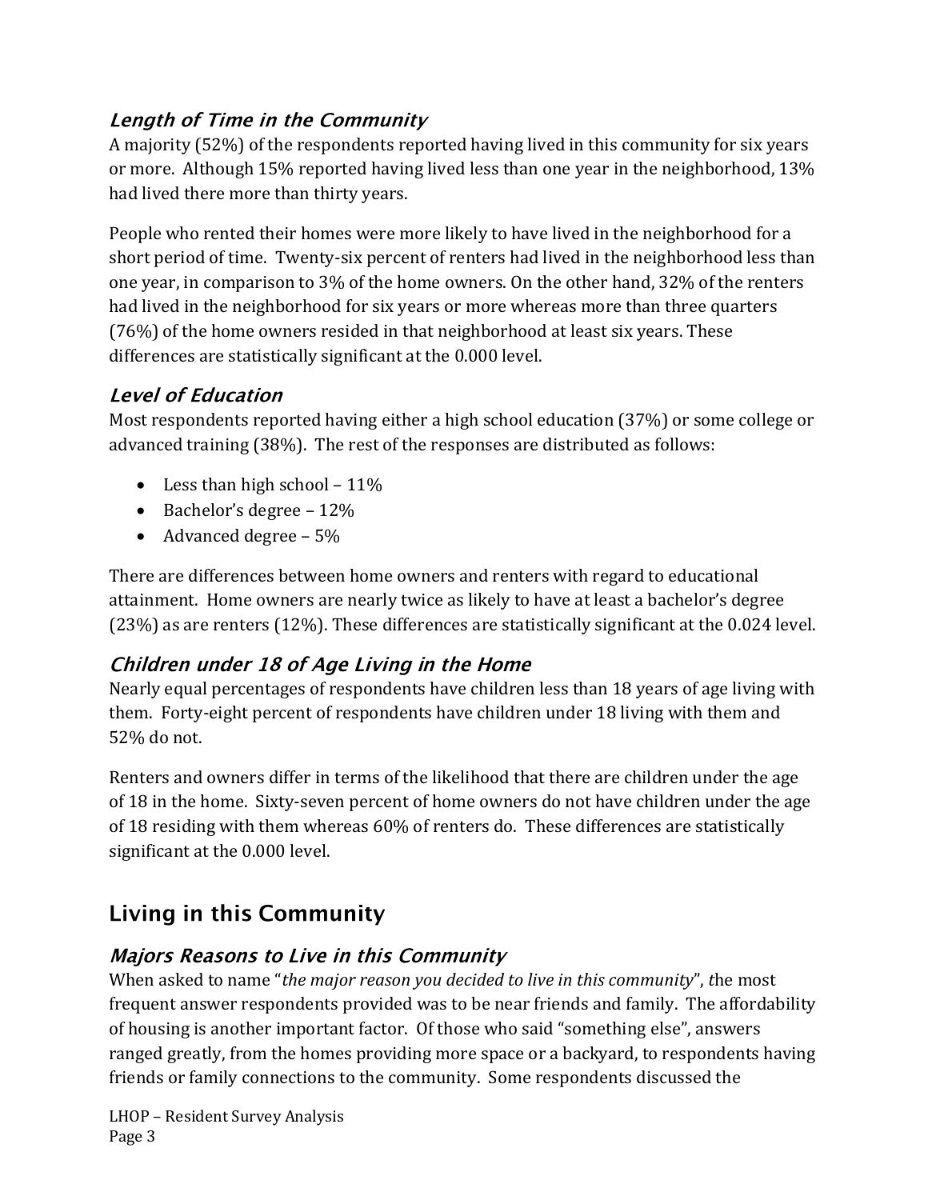### *Length of Time in the Community*

A majority (52%) of the respondents reported having lived in this community for six years or more. Although 15% reported having lived less than one year in the neighborhood, 13% had lived there more than thirty years.

People who rented their homes were more likely to have lived in the neighborhood for a short period of time. Twenty-six percent of renters had lived in the neighborhood less than one year, in comparison to 3% of the home owners. On the other hand, 32% of the renters had lived in the neighborhood for six years or more whereas more than three quarters (76%) of the home owners resided in that neighborhood at least six years. These differences are statistically significant at the 0.000 level.

### *Level of Education*

Most respondents reported having either a high school education (37%) or some college or advanced training (38%). The rest of the responses are distributed as follows:

- Less than high school – 11%
- Bachelor's degree – 12%
- Advanced degree – 5%

There are differences between home owners and renters with regard to educational attainment. Home owners are nearly twice as likely to have at least a bachelor's degree (23%) as are renters (12%). These differences are statistically significant at the 0.024 level.

### *Children under 18 of Age Living in the Home*

Nearly equal percentages of respondents have children less than 18 years of age living with them. Forty-eight percent of respondents have children under 18 living with them and 52% do not.

Renters and owners differ in terms of the likelihood that there are children under the age of 18 in the home. Sixty-seven percent of home owners do not have children under the age of 18 residing with them whereas 60% of renters do. These differences are statistically significant at the 0.000 level.

## Living in this Community

### *Majors Reasons to Live in this Community*

When asked to name "*the major reason you decided to live in this community*", the most frequent answer respondents provided was to be near friends and family. The affordability of housing is another important factor. Of those who said "something else", answers ranged greatly, from the homes providing more space or a backyard, to respondents having friends or family connections to the community. Some respondents discussed the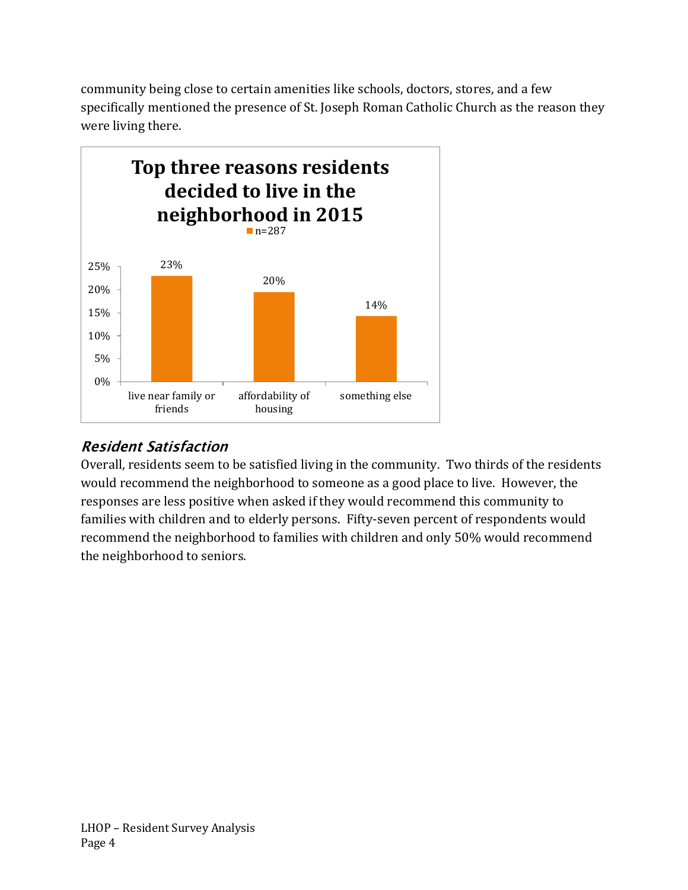community being close to certain amenities like schools, doctors, stores, and a few specifically mentioned the presence of St. Joseph Roman Catholic Church as the reason they were living there.

**Top three reasons residents decided to live in the neighborhood in 2015**

n=287

| Reason | Percent |
| --- | --- |
| live near family or friends | 23% |
| affordability of housing | 20% |
| something else | 14% |

### *Resident Satisfaction*

Overall, residents seem to be satisfied living in the community. Two thirds of the residents would recommend the neighborhood to someone as a good place to live. However, the responses are less positive when asked if they would recommend this community to families with children and to elderly persons. Fifty-seven percent of respondents would recommend the neighborhood to families with children and only 50% would recommend the neighborhood to seniors.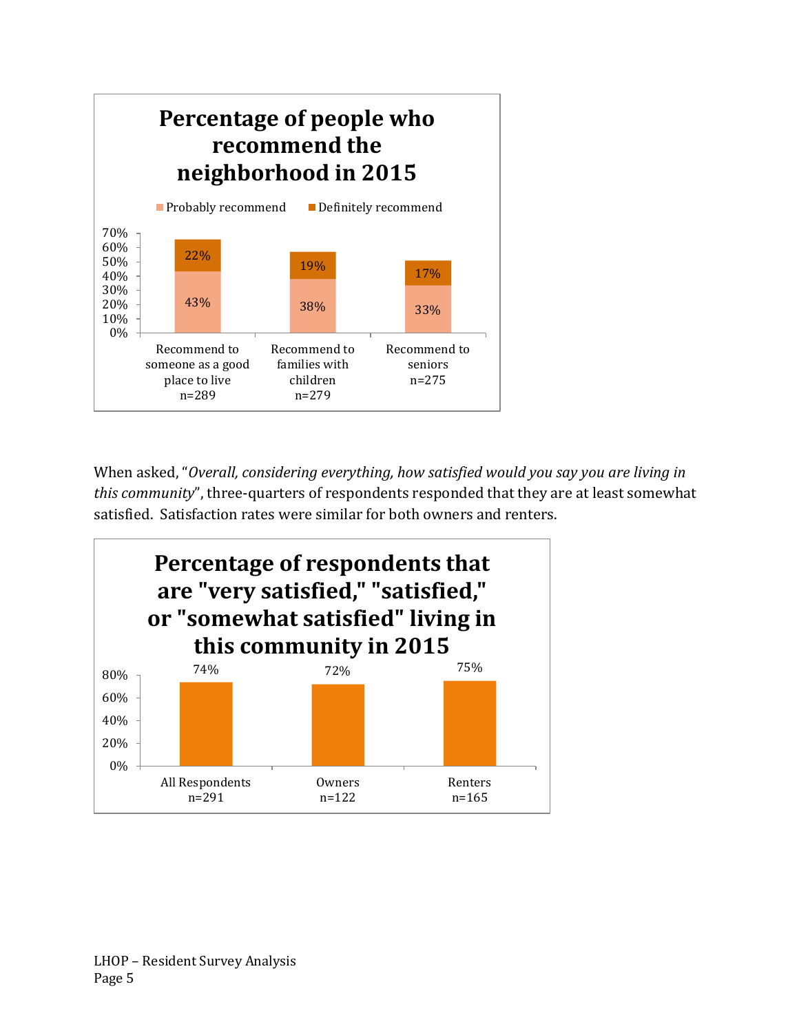**Percentage of people who recommend the neighborhood in 2015**

| | Probably recommend | Definitely recommend |
|---|---|---|
| Recommend to someone as a good place to live n=289 | 43% | 22% |
| Recommend to families with children n=279 | 38% | 19% |
| Recommend to seniors n=275 | 33% | 17% |

When asked, "*Overall, considering everything, how satisfied would you say you are living in this community*", three-quarters of respondents responded that they are at least somewhat satisfied. Satisfaction rates were similar for both owners and renters.

**Percentage of respondents that are "very satisfied," "satisfied," or "somewhat satisfied" living in this community in 2015**

| All Respondents n=291 | Owners n=122 | Renters n=165 |
|---|---|---|
| 74% | 72% | 75% |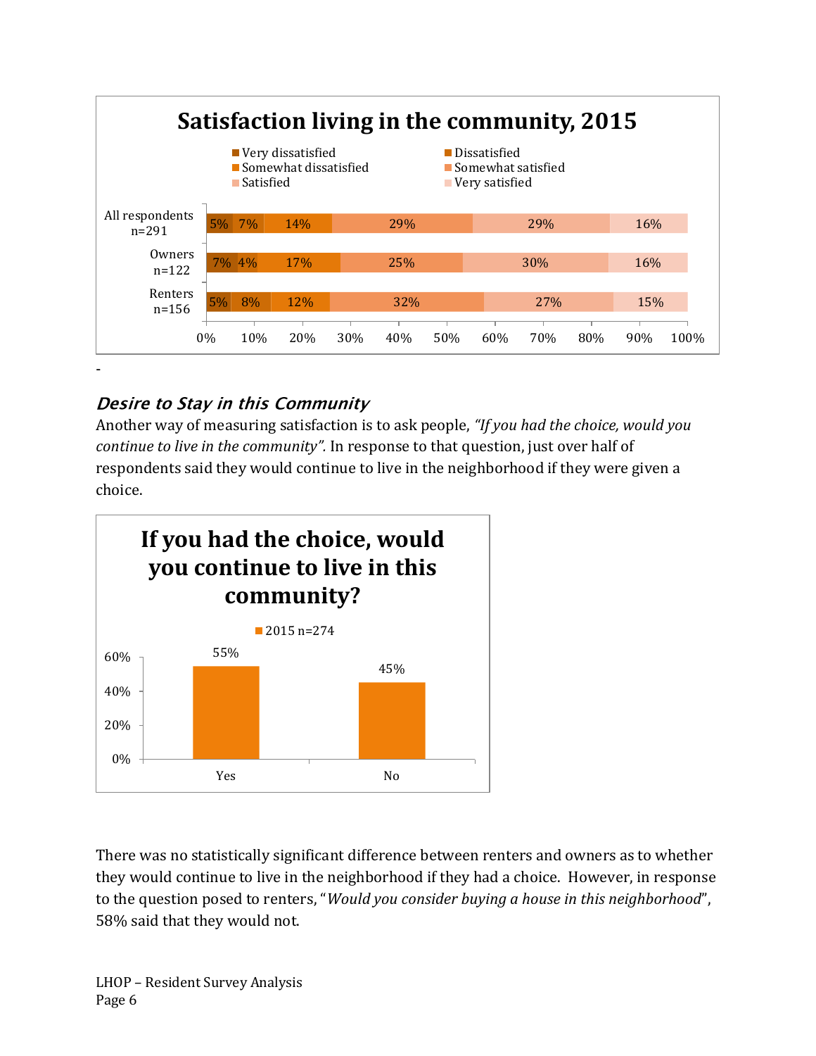**Satisfaction living in the community, 2015**

| | Very dissatisfied | Dissatisfied | Somewhat dissatisfied | Somewhat satisfied | Satisfied | Very satisfied |
|---|---|---|---|---|---|---|
| All respondents n=291 | 5% | 7% | 14% | 29% | 29% | 16% |
| Owners n=122 | 7% | 4% | 17% | 25% | 30% | 16% |
| Renters n=156 | 5% | 8% | 12% | 32% | 27% | 15% |

-

### *Desire to Stay in this Community*

Another way of measuring satisfaction is to ask people, *"If you had the choice, would you continue to live in the community".* In response to that question, just over half of respondents said they would continue to live in the neighborhood if they were given a choice.

**If you had the choice, would you continue to live in this community?**

| | 2015 n=274 |
|---|---|
| Yes | 55% |
| No | 45% |

There was no statistically significant difference between renters and owners as to whether they would continue to live in the neighborhood if they had a choice. However, in response to the question posed to renters, "*Would you consider buying a house in this neighborhood*", 58% said that they would not.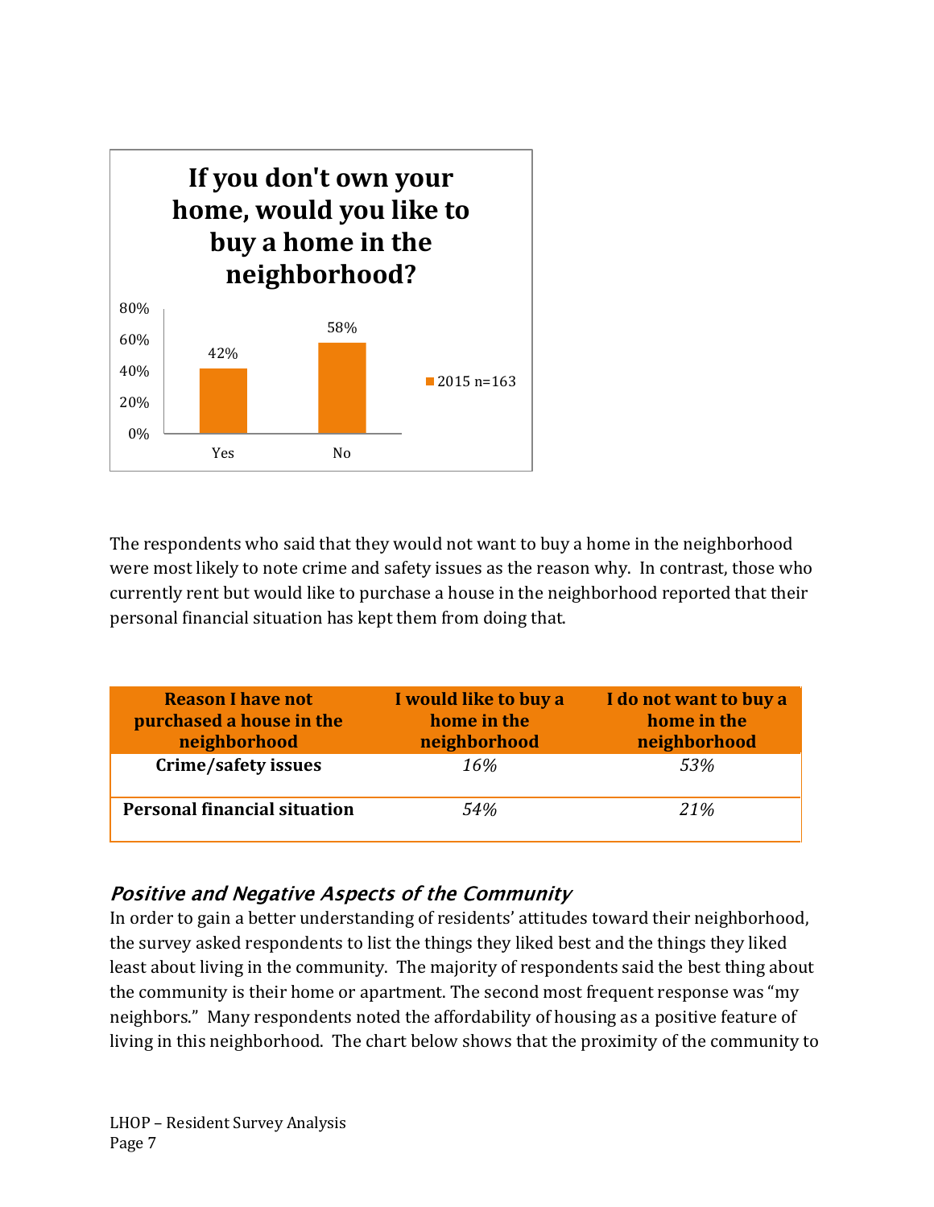**If you don't own your home, would you like to buy a home in the neighborhood?**

| | Yes | No |
|---|---|---|
| 2015 n=163 | 42% | 58% |

The respondents who said that they would not want to buy a home in the neighborhood were most likely to note crime and safety issues as the reason why. In contrast, those who currently rent but would like to purchase a house in the neighborhood reported that their personal financial situation has kept them from doing that.

| Reason I have not purchased a house in the neighborhood | I would like to buy a home in the neighborhood | I do not want to buy a home in the neighborhood |
|---|---|---|
| **Crime/safety issues** | *16%* | *53%* |
| **Personal financial situation** | *54%* | *21%* |

### *Positive and Negative Aspects of the Community*

In order to gain a better understanding of residents' attitudes toward their neighborhood, the survey asked respondents to list the things they liked best and the things they liked least about living in the community. The majority of respondents said the best thing about the community is their home or apartment. The second most frequent response was "my neighbors." Many respondents noted the affordability of housing as a positive feature of living in this neighborhood. The chart below shows that the proximity of the community to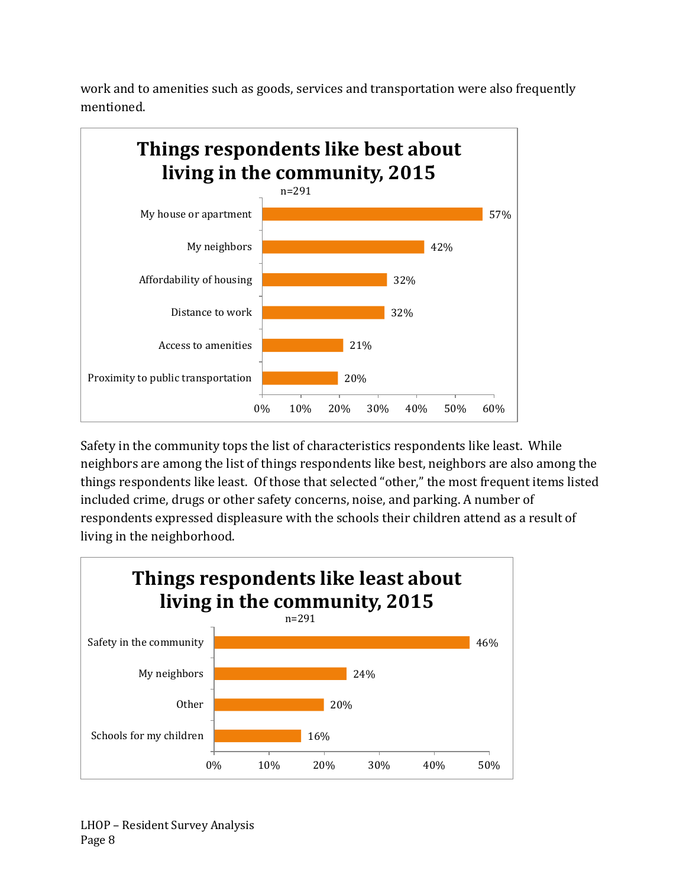work and to amenities such as goods, services and transportation were also frequently mentioned.

**Things respondents like best about living in the community, 2015**

n=291

| Item | Percent |
|---|---|
| My house or apartment | 57% |
| My neighbors | 42% |
| Affordability of housing | 32% |
| Distance to work | 32% |
| Access to amenities | 21% |
| Proximity to public transportation | 20% |

Safety in the community tops the list of characteristics respondents like least. While neighbors are among the list of things respondents like best, neighbors are also among the things respondents like least. Of those that selected "other," the most frequent items listed included crime, drugs or other safety concerns, noise, and parking. A number of respondents expressed displeasure with the schools their children attend as a result of living in the neighborhood.

**Things respondents like least about living in the community, 2015**

n=291

| Item | Percent |
|---|---|
| Safety in the community | 46% |
| My neighbors | 24% |
| Other | 20% |
| Schools for my children | 16% |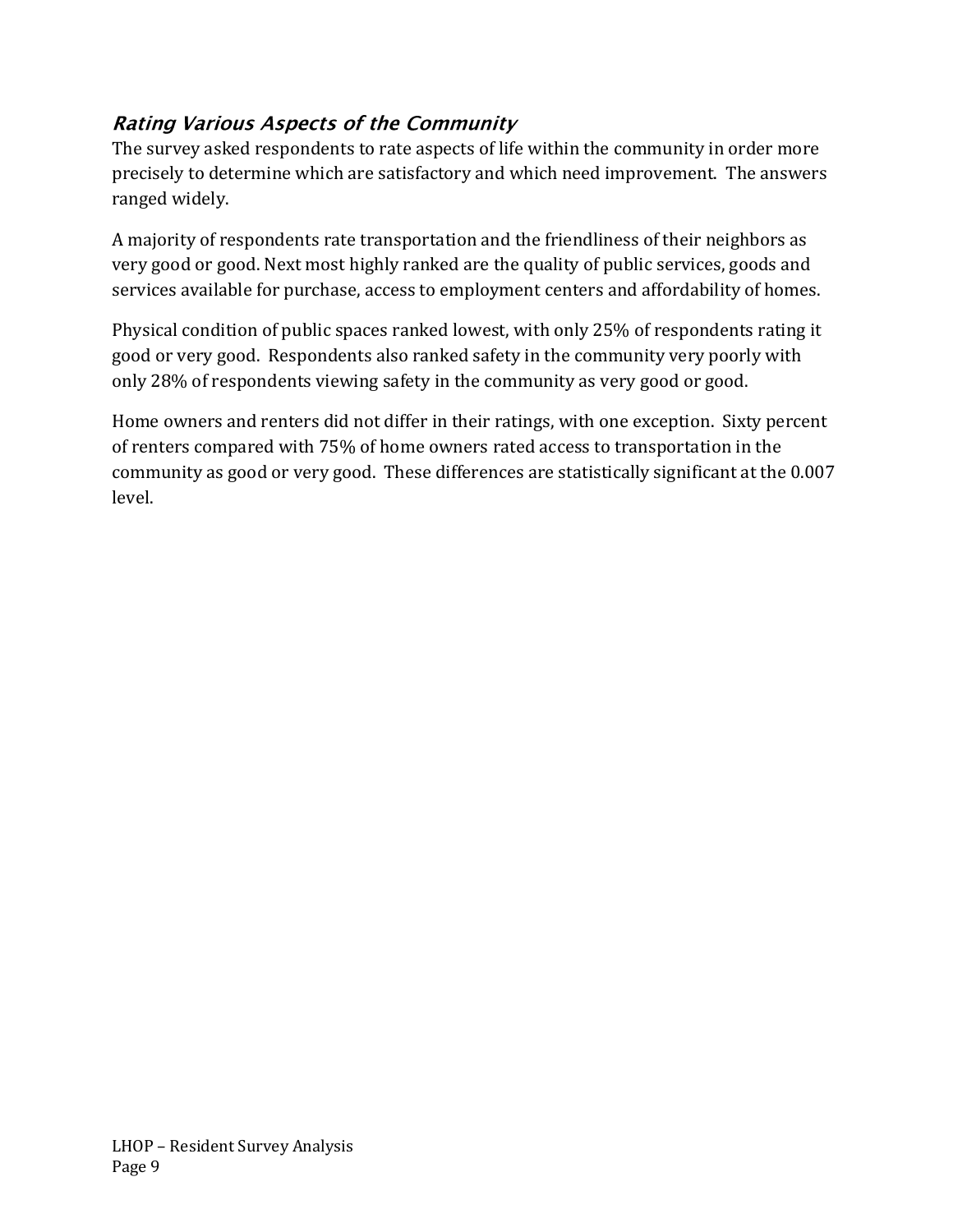### *Rating Various Aspects of the Community*

The survey asked respondents to rate aspects of life within the community in order more precisely to determine which are satisfactory and which need improvement. The answers ranged widely.

A majority of respondents rate transportation and the friendliness of their neighbors as very good or good. Next most highly ranked are the quality of public services, goods and services available for purchase, access to employment centers and affordability of homes.

Physical condition of public spaces ranked lowest, with only 25% of respondents rating it good or very good. Respondents also ranked safety in the community very poorly with only 28% of respondents viewing safety in the community as very good or good.

Home owners and renters did not differ in their ratings, with one exception. Sixty percent of renters compared with 75% of home owners rated access to transportation in the community as good or very good. These differences are statistically significant at the 0.007 level.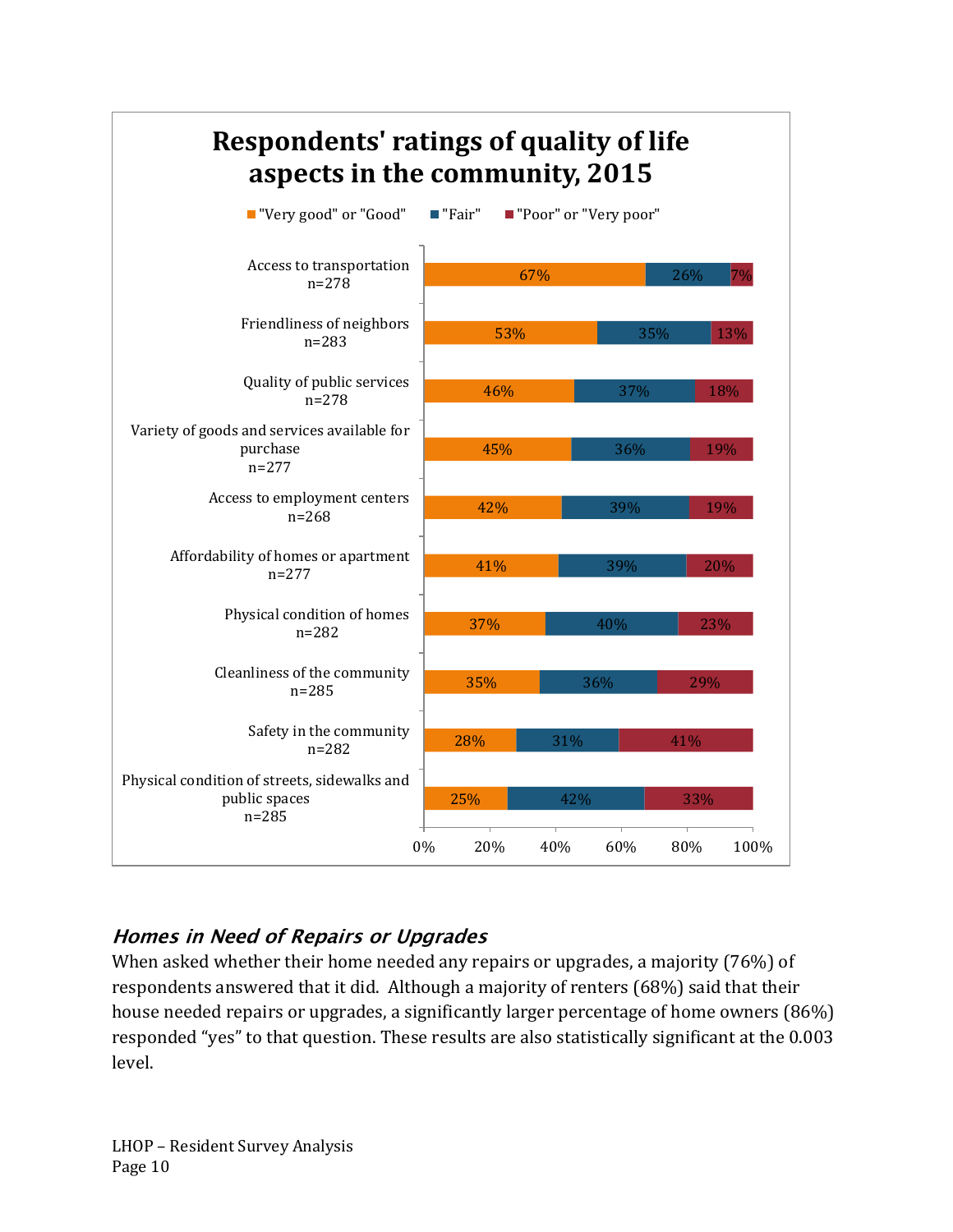## Respondents' ratings of quality of life aspects in the community, 2015

| Aspect | "Very good" or "Good" | "Fair" | "Poor" or "Very poor" |
|---|---|---|---|
| Access to transportation n=278 | 67% | 26% | 7% |
| Friendliness of neighbors n=283 | 53% | 35% | 13% |
| Quality of public services n=278 | 46% | 37% | 18% |
| Variety of goods and services available for purchase n=277 | 45% | 36% | 19% |
| Access to employment centers n=268 | 42% | 39% | 19% |
| Affordability of homes or apartment n=277 | 41% | 39% | 20% |
| Physical condition of homes n=282 | 37% | 40% | 23% |
| Cleanliness of the community n=285 | 35% | 36% | 29% |
| Safety in the community n=282 | 28% | 31% | 41% |
| Physical condition of streets, sidewalks and public spaces n=285 | 25% | 42% | 33% |

### *Homes in Need of Repairs or Upgrades*

When asked whether their home needed any repairs or upgrades, a majority (76%) of respondents answered that it did. Although a majority of renters (68%) said that their house needed repairs or upgrades, a significantly larger percentage of home owners (86%) responded "yes" to that question. These results are also statistically significant at the 0.003 level.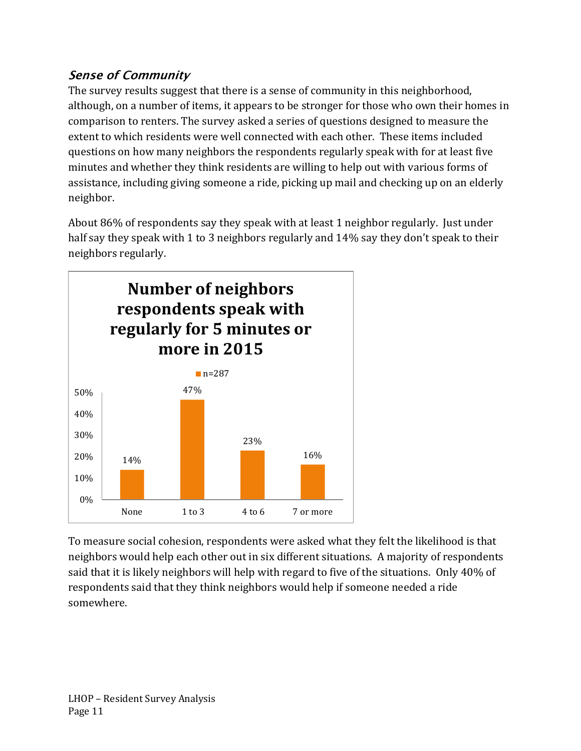### *Sense of Community*

The survey results suggest that there is a sense of community in this neighborhood, although, on a number of items, it appears to be stronger for those who own their homes in comparison to renters. The survey asked a series of questions designed to measure the extent to which residents were well connected with each other. These items included questions on how many neighbors the respondents regularly speak with for at least five minutes and whether they think residents are willing to help out with various forms of assistance, including giving someone a ride, picking up mail and checking up on an elderly neighbor.

About 86% of respondents say they speak with at least 1 neighbor regularly. Just under half say they speak with 1 to 3 neighbors regularly and 14% say they don't speak to their neighbors regularly.

**Number of neighbors respondents speak with regularly for 5 minutes or more in 2015**

| | n=287 |
|---|---|
| None | 14% |
| 1 to 3 | 47% |
| 4 to 6 | 23% |
| 7 or more | 16% |

To measure social cohesion, respondents were asked what they felt the likelihood is that neighbors would help each other out in six different situations. A majority of respondents said that it is likely neighbors will help with regard to five of the situations. Only 40% of respondents said that they think neighbors would help if someone needed a ride somewhere.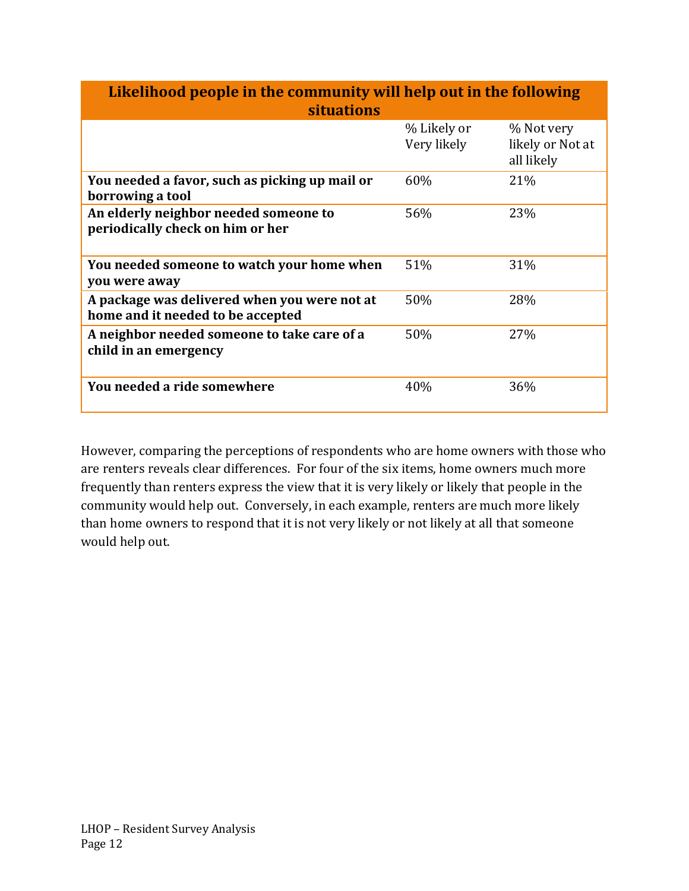| Likelihood people in the community will help out in the following situations | | |
|---|---|---|
| | % Likely or Very likely | % Not very likely or Not at all likely |
| **You needed a favor, such as picking up mail or borrowing a tool** | 60% | 21% |
| **An elderly neighbor needed someone to periodically check on him or her** | 56% | 23% |
| **You needed someone to watch your home when you were away** | 51% | 31% |
| **A package was delivered when you were not at home and it needed to be accepted** | 50% | 28% |
| **A neighbor needed someone to take care of a child in an emergency** | 50% | 27% |
| **You needed a ride somewhere** | 40% | 36% |

However, comparing the perceptions of respondents who are home owners with those who are renters reveals clear differences. For four of the six items, home owners much more frequently than renters express the view that it is very likely or likely that people in the community would help out. Conversely, in each example, renters are much more likely than home owners to respond that it is not very likely or not likely at all that someone would help out.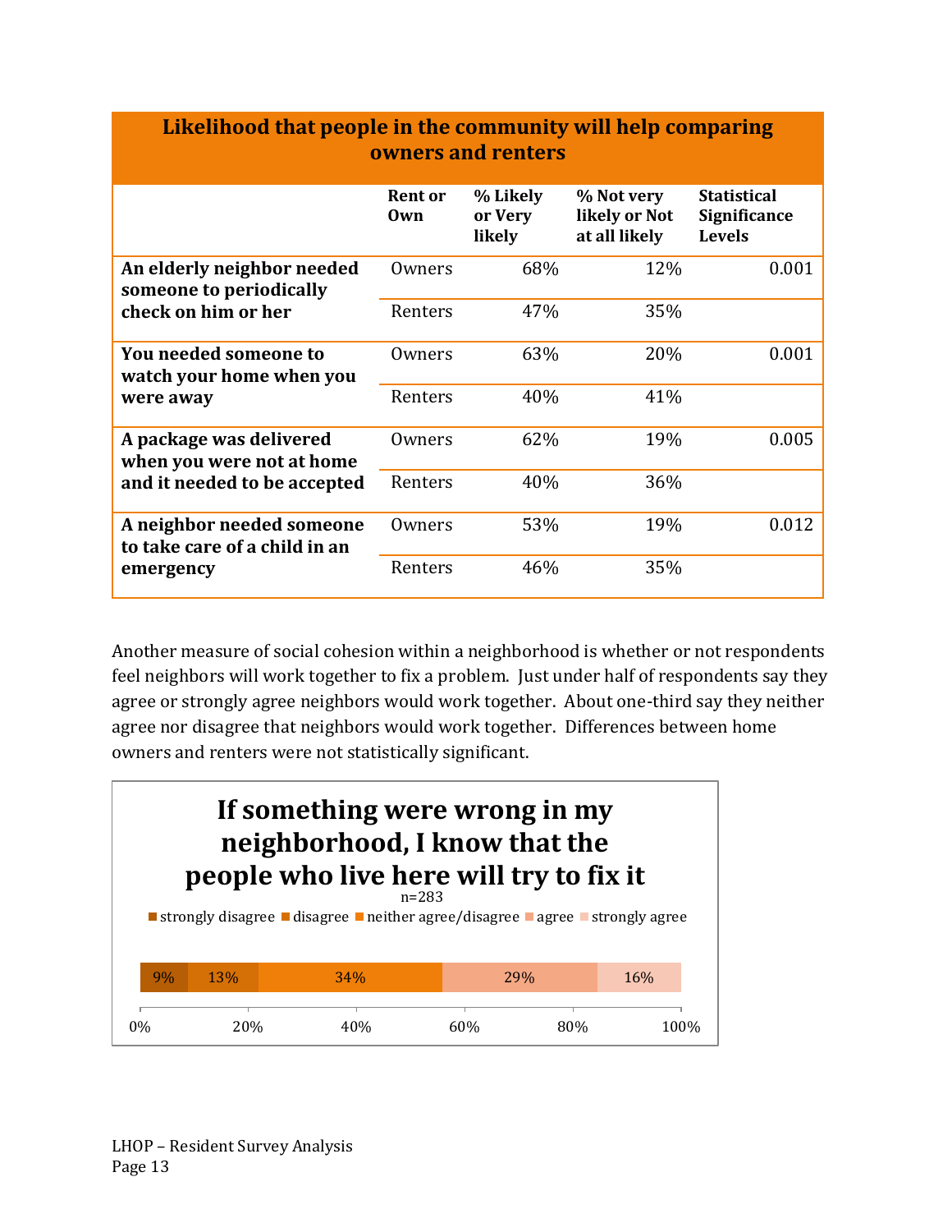| Likelihood that people in the community will help comparing owners and renters | | | | |
|---|---|---|---|---|
| | **Rent or Own** | **% Likely or Very likely** | **% Not very likely or Not at all likely** | **Statistical Significance Levels** |
| **An elderly neighbor needed someone to periodically check on him or her** | Owners | 68% | 12% | 0.001 |
| | Renters | 47% | 35% | |
| **You needed someone to watch your home when you were away** | Owners | 63% | 20% | 0.001 |
| | Renters | 40% | 41% | |
| **A package was delivered when you were not at home and it needed to be accepted** | Owners | 62% | 19% | 0.005 |
| | Renters | 40% | 36% | |
| **A neighbor needed someone to take care of a child in an emergency** | Owners | 53% | 19% | 0.012 |
| | Renters | 46% | 35% | |

Another measure of social cohesion within a neighborhood is whether or not respondents feel neighbors will work together to fix a problem. Just under half of respondents say they agree or strongly agree neighbors would work together. About one-third say they neither agree nor disagree that neighbors would work together. Differences between home owners and renters were not statistically significant.

**If something were wrong in my neighborhood, I know that the people who live here will try to fix it**

n=283

| strongly disagree | disagree | neither agree/disagree | agree | strongly agree |
|---|---|---|---|---|
| 9% | 13% | 34% | 29% | 16% |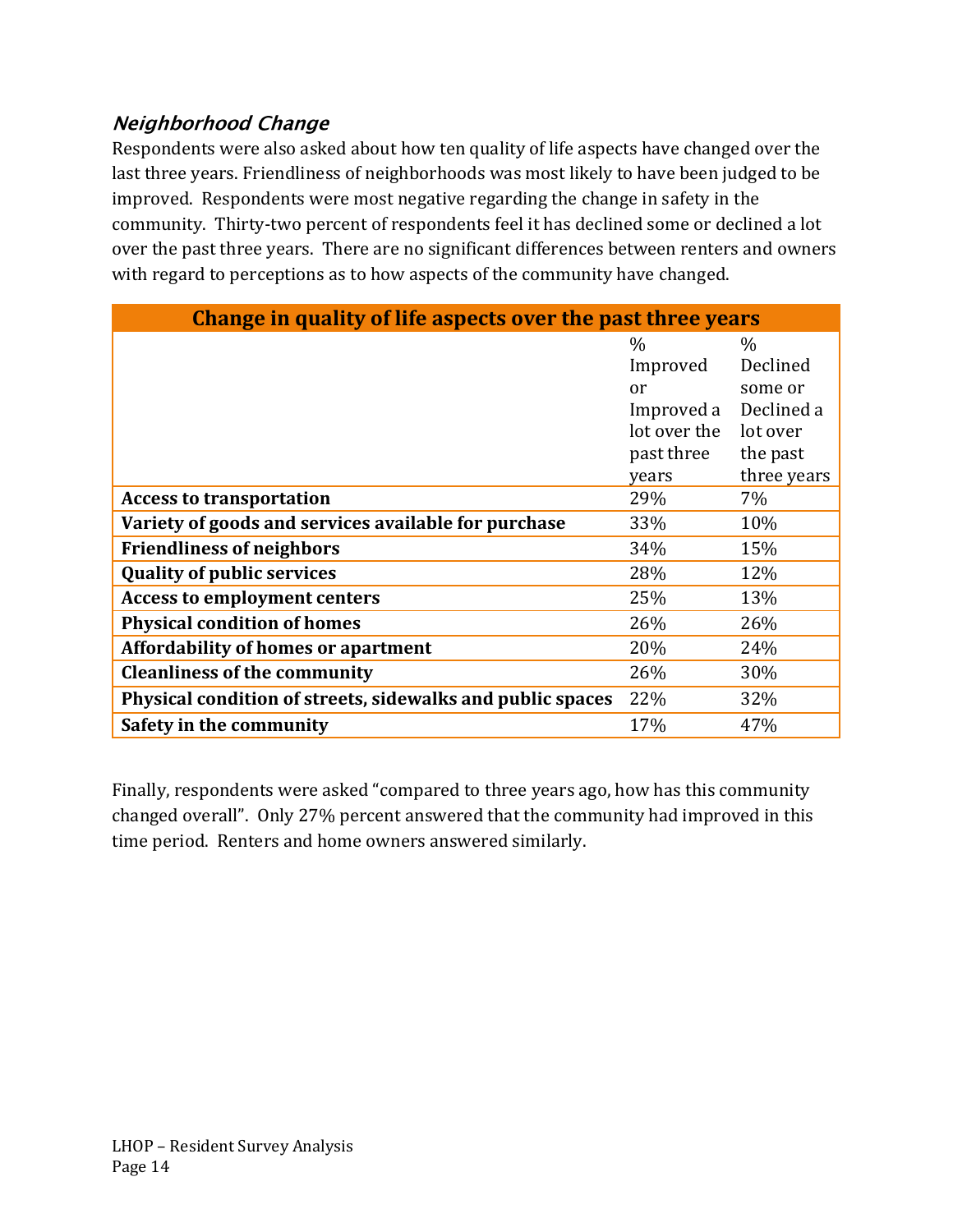### *Neighborhood Change*

Respondents were also asked about how ten quality of life aspects have changed over the last three years. Friendliness of neighborhoods was most likely to have been judged to be improved. Respondents were most negative regarding the change in safety in the community. Thirty-two percent of respondents feel it has declined some or declined a lot over the past three years. There are no significant differences between renters and owners with regard to perceptions as to how aspects of the community have changed.

| Change in quality of life aspects over the past three years | | |
|---|---|---|
| | % Improved or Improved a lot over the past three years | % Declined some or Declined a lot over the past three years |
| **Access to transportation** | 29% | 7% |
| **Variety of goods and services available for purchase** | 33% | 10% |
| **Friendliness of neighbors** | 34% | 15% |
| **Quality of public services** | 28% | 12% |
| **Access to employment centers** | 25% | 13% |
| **Physical condition of homes** | 26% | 26% |
| **Affordability of homes or apartment** | 20% | 24% |
| **Cleanliness of the community** | 26% | 30% |
| **Physical condition of streets, sidewalks and public spaces** | 22% | 32% |
| **Safety in the community** | 17% | 47% |

Finally, respondents were asked "compared to three years ago, how has this community changed overall". Only 27% percent answered that the community had improved in this time period. Renters and home owners answered similarly.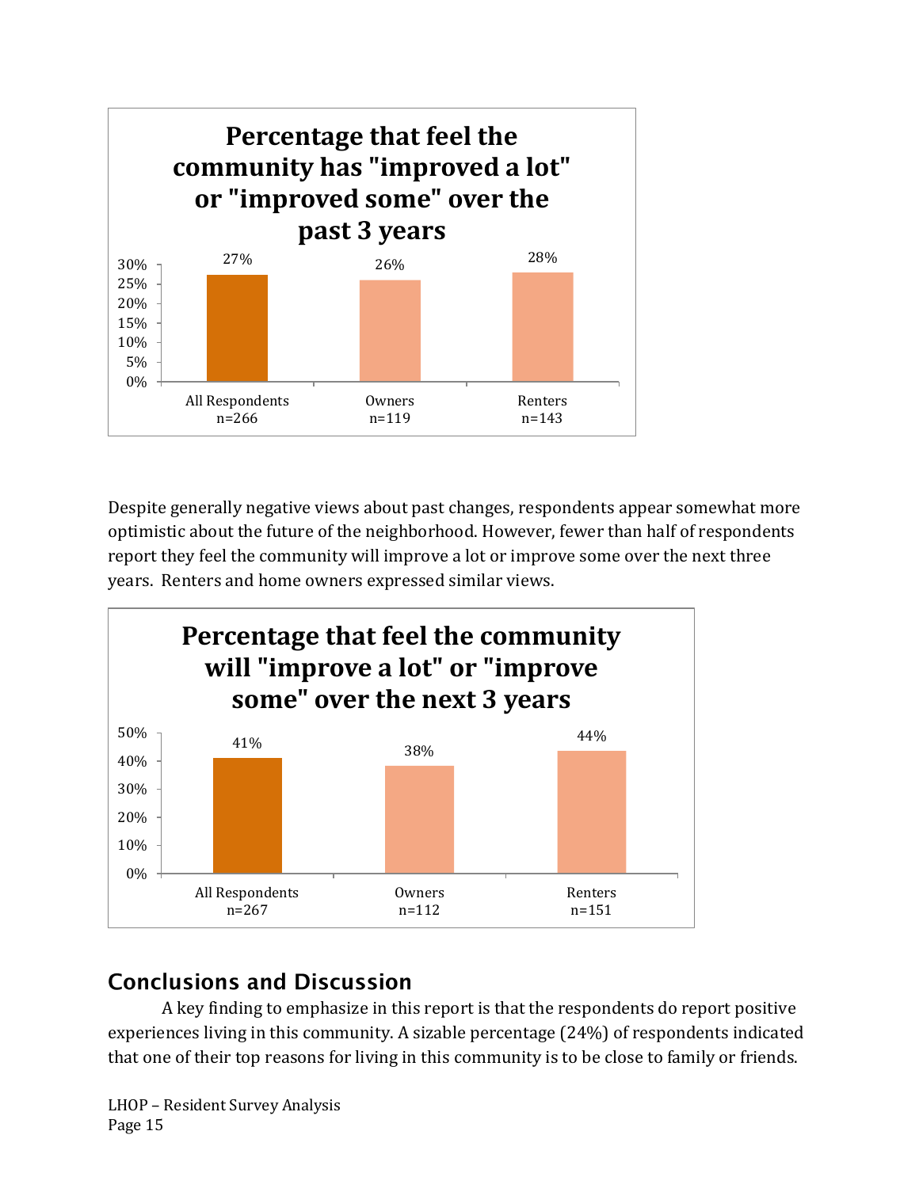**Percentage that feel the community has "improved a lot" or "improved some" over the past 3 years**

| | All Respondents n=266 | Owners n=119 | Renters n=143 |
|---|---|---|---|
| Percentage | 27% | 26% | 28% |

Despite generally negative views about past changes, respondents appear somewhat more optimistic about the future of the neighborhood. However, fewer than half of respondents report they feel the community will improve a lot or improve some over the next three years. Renters and home owners expressed similar views.

**Percentage that feel the community will "improve a lot" or "improve some" over the next 3 years**

| | All Respondents n=267 | Owners n=112 | Renters n=151 |
|---|---|---|---|
| Percentage | 41% | 38% | 44% |

## Conclusions and Discussion

A key finding to emphasize in this report is that the respondents do report positive experiences living in this community. A sizable percentage (24%) of respondents indicated that one of their top reasons for living in this community is to be close to family or friends.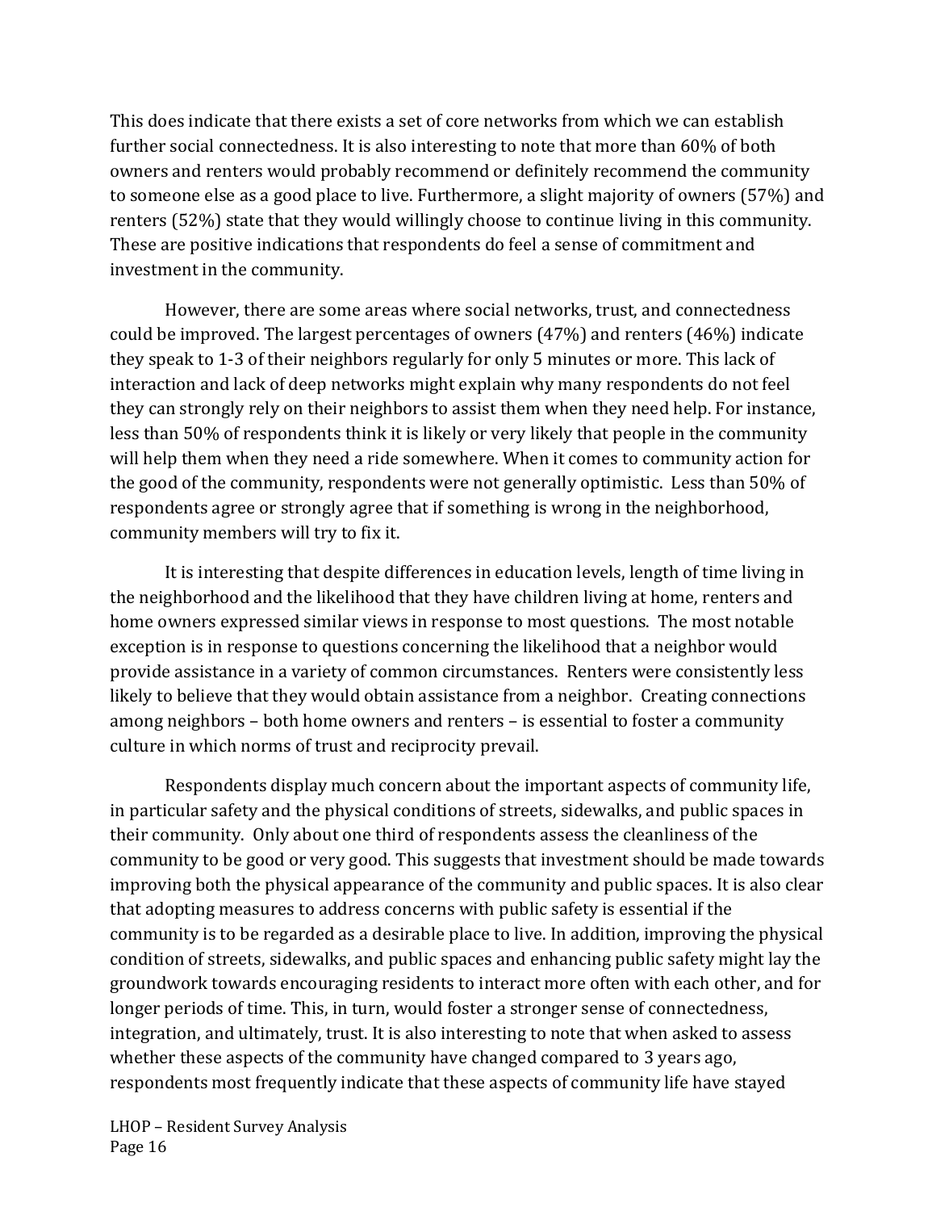This does indicate that there exists a set of core networks from which we can establish further social connectedness. It is also interesting to note that more than 60% of both owners and renters would probably recommend or definitely recommend the community to someone else as a good place to live. Furthermore, a slight majority of owners (57%) and renters (52%) state that they would willingly choose to continue living in this community. These are positive indications that respondents do feel a sense of commitment and investment in the community.

However, there are some areas where social networks, trust, and connectedness could be improved. The largest percentages of owners (47%) and renters (46%) indicate they speak to 1-3 of their neighbors regularly for only 5 minutes or more. This lack of interaction and lack of deep networks might explain why many respondents do not feel they can strongly rely on their neighbors to assist them when they need help. For instance, less than 50% of respondents think it is likely or very likely that people in the community will help them when they need a ride somewhere. When it comes to community action for the good of the community, respondents were not generally optimistic. Less than 50% of respondents agree or strongly agree that if something is wrong in the neighborhood, community members will try to fix it.

It is interesting that despite differences in education levels, length of time living in the neighborhood and the likelihood that they have children living at home, renters and home owners expressed similar views in response to most questions. The most notable exception is in response to questions concerning the likelihood that a neighbor would provide assistance in a variety of common circumstances. Renters were consistently less likely to believe that they would obtain assistance from a neighbor. Creating connections among neighbors – both home owners and renters – is essential to foster a community culture in which norms of trust and reciprocity prevail.

Respondents display much concern about the important aspects of community life, in particular safety and the physical conditions of streets, sidewalks, and public spaces in their community. Only about one third of respondents assess the cleanliness of the community to be good or very good. This suggests that investment should be made towards improving both the physical appearance of the community and public spaces. It is also clear that adopting measures to address concerns with public safety is essential if the community is to be regarded as a desirable place to live. In addition, improving the physical condition of streets, sidewalks, and public spaces and enhancing public safety might lay the groundwork towards encouraging residents to interact more often with each other, and for longer periods of time. This, in turn, would foster a stronger sense of connectedness, integration, and ultimately, trust. It is also interesting to note that when asked to assess whether these aspects of the community have changed compared to 3 years ago, respondents most frequently indicate that these aspects of community life have stayed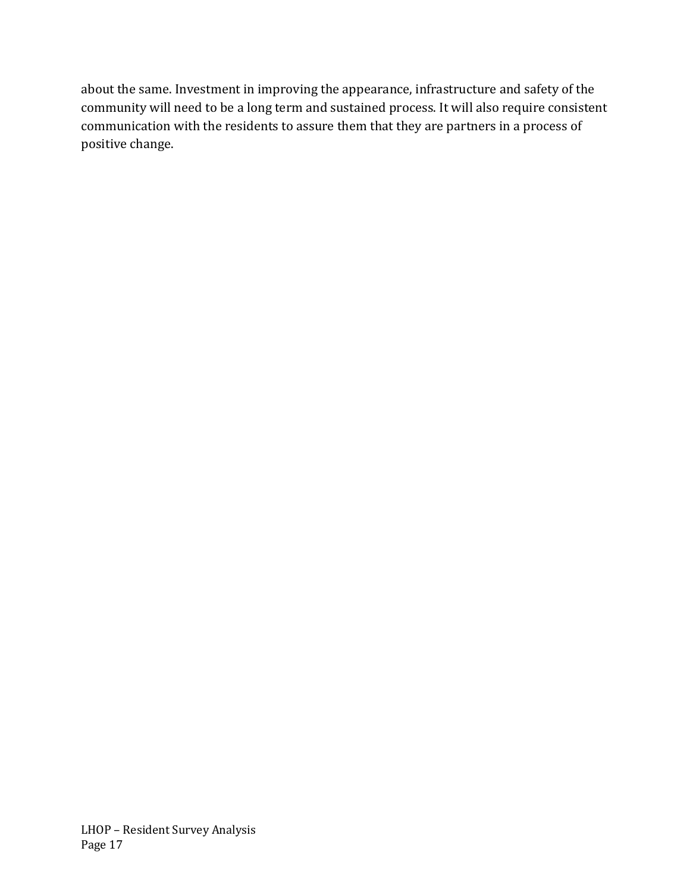about the same. Investment in improving the appearance, infrastructure and safety of the community will need to be a long term and sustained process. It will also require consistent communication with the residents to assure them that they are partners in a process of positive change.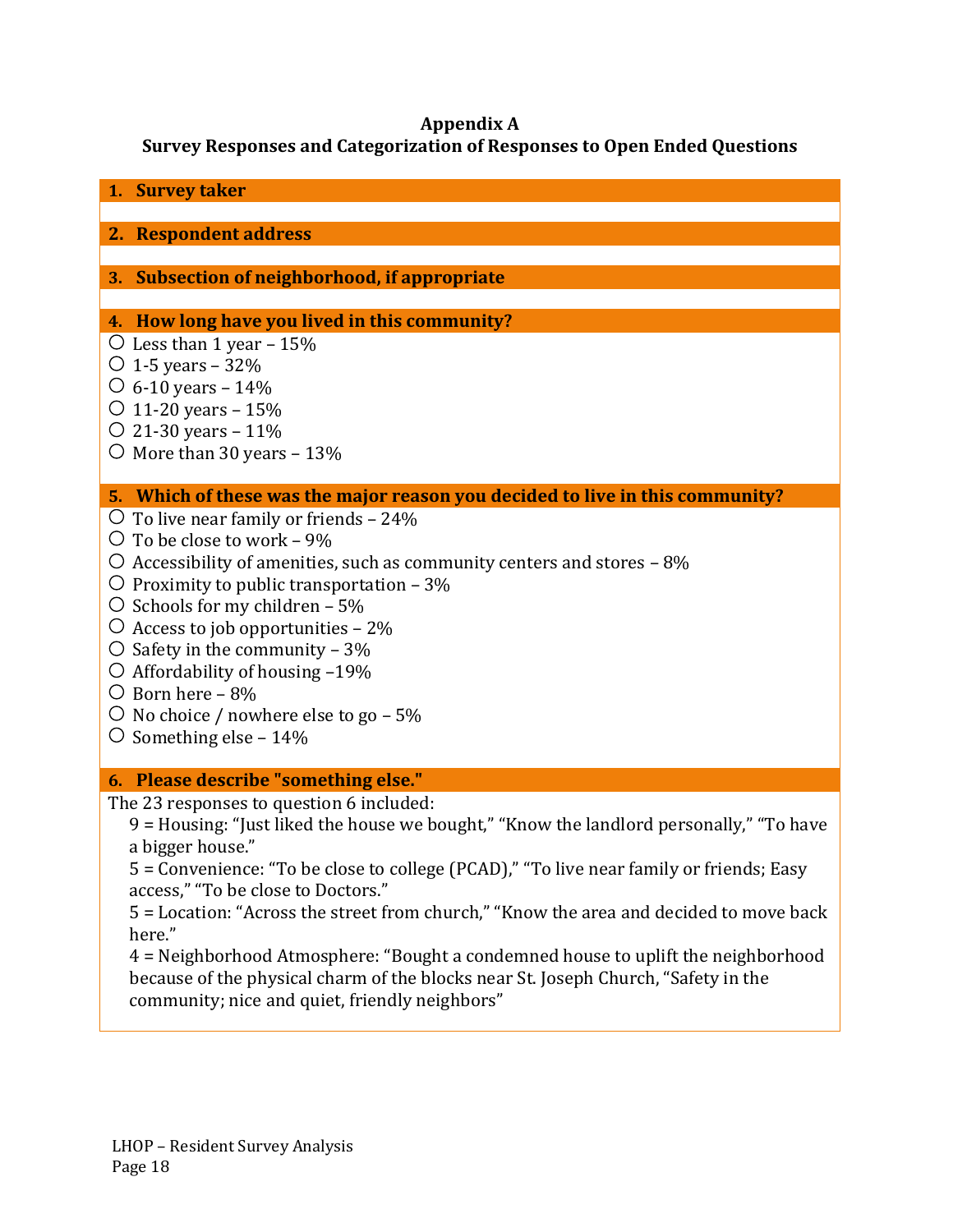# Appendix A
## Survey Responses and Categorization of Responses to Open Ended Questions

**1. Survey taker**

**2. Respondent address**

**3. Subsection of neighborhood, if appropriate**

**4. How long have you lived in this community?**

- ○ Less than 1 year – 15%
- ○ 1-5 years – 32%
- ○ 6-10 years – 14%
- ○ 11-20 years – 15%
- ○ 21-30 years – 11%
- ○ More than 30 years – 13%

**5. Which of these was the major reason you decided to live in this community?**

- ○ To live near family or friends – 24%
- ○ To be close to work – 9%
- ○ Accessibility of amenities, such as community centers and stores – 8%
- ○ Proximity to public transportation – 3%
- ○ Schools for my children – 5%
- ○ Access to job opportunities – 2%
- ○ Safety in the community – 3%
- ○ Affordability of housing –19%
- ○ Born here – 8%
- ○ No choice / nowhere else to go – 5%
- ○ Something else – 14%

**6. Please describe "something else."**

The 23 responses to question 6 included:

9 = Housing: "Just liked the house we bought," "Know the landlord personally," "To have a bigger house."

5 = Convenience: "To be close to college (PCAD)," "To live near family or friends; Easy access," "To be close to Doctors."

5 = Location: "Across the street from church," "Know the area and decided to move back here."

4 = Neighborhood Atmosphere: "Bought a condemned house to uplift the neighborhood because of the physical charm of the blocks near St. Joseph Church, "Safety in the community; nice and quiet, friendly neighbors"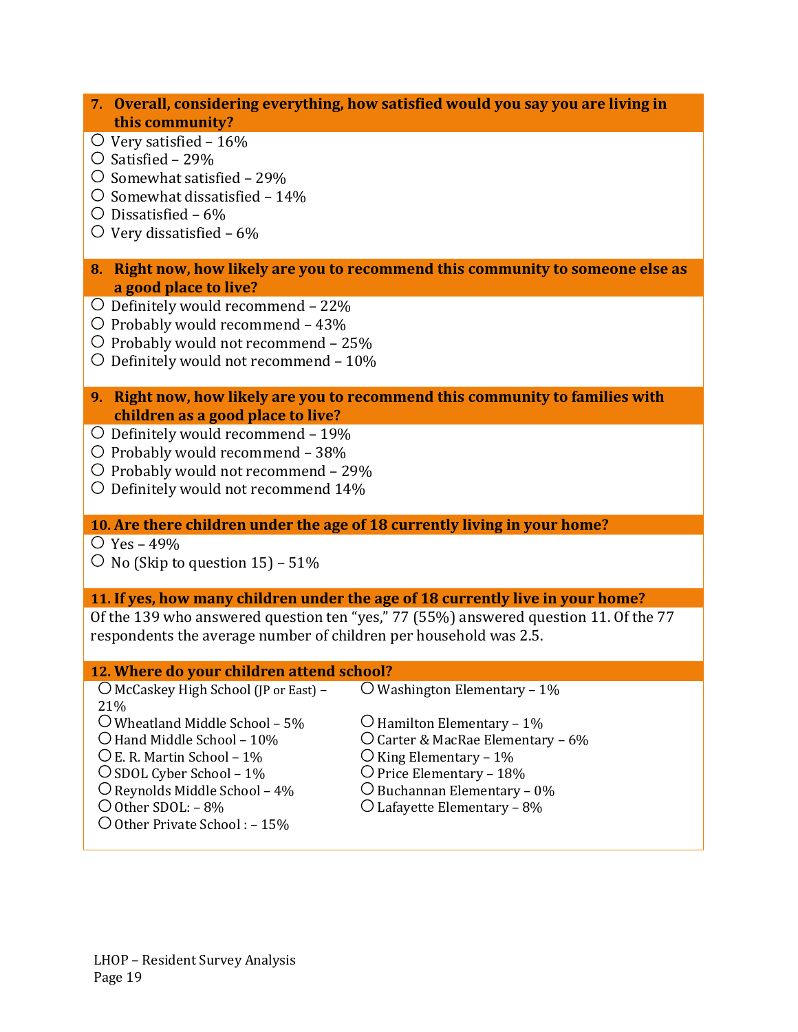**7. Overall, considering everything, how satisfied would you say you are living in this community?**

- ○ Very satisfied – 16%
- ○ Satisfied – 29%
- ○ Somewhat satisfied – 29%
- ○ Somewhat dissatisfied – 14%
- ○ Dissatisfied – 6%
- ○ Very dissatisfied – 6%

**8. Right now, how likely are you to recommend this community to someone else as a good place to live?**

- ○ Definitely would recommend – 22%
- ○ Probably would recommend – 43%
- ○ Probably would not recommend – 25%
- ○ Definitely would not recommend – 10%

**9. Right now, how likely are you to recommend this community to families with children as a good place to live?**

- ○ Definitely would recommend – 19%
- ○ Probably would recommend – 38%
- ○ Probably would not recommend – 29%
- ○ Definitely would not recommend 14%

**10. Are there children under the age of 18 currently living in your home?**

- ○ Yes – 49%
- ○ No (Skip to question 15) – 51%

**11. If yes, how many children under the age of 18 currently live in your home?**

Of the 139 who answered question ten "yes," 77 (55%) answered question 11. Of the 77 respondents the average number of children per household was 2.5.

**12. Where do your children attend school?**

- ○ McCaskey High School (JP or East) – 21%
- ○ Wheatland Middle School – 5%
- ○ Hand Middle School – 10%
- ○ E. R. Martin School – 1%
- ○ SDOL Cyber School – 1%
- ○ Reynolds Middle School – 4%
- ○ Other SDOL: – 8%
- ○ Other Private School : – 15%
- ○ Washington Elementary – 1%
- ○ Hamilton Elementary – 1%
- ○ Carter & MacRae Elementary – 6%
- ○ King Elementary – 1%
- ○ Price Elementary – 18%
- ○ Buchannan Elementary – 0%
- ○ Lafayette Elementary – 8%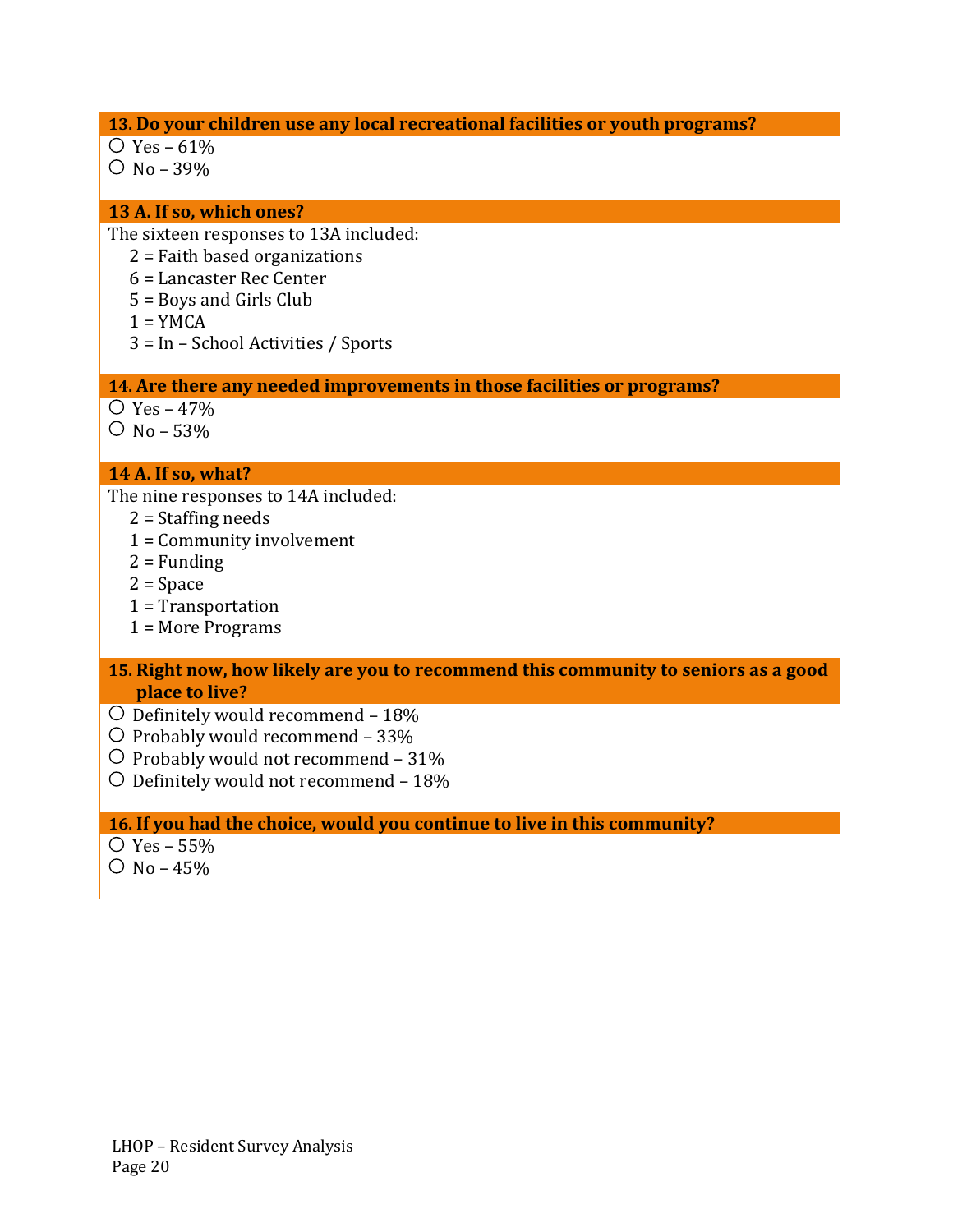**13. Do your children use any local recreational facilities or youth programs?**

- ○ Yes – 61%
- ○ No – 39%

**13 A. If so, which ones?**

The sixteen responses to 13A included:

- 2 = Faith based organizations
- 6 = Lancaster Rec Center
- 5 = Boys and Girls Club
- 1 = YMCA
- 3 = In – School Activities / Sports

**14. Are there any needed improvements in those facilities or programs?**

- ○ Yes – 47%
- ○ No – 53%

**14 A. If so, what?**

The nine responses to 14A included:

- 2 = Staffing needs
- 1 = Community involvement
- 2 = Funding
- 2 = Space
- 1 = Transportation
- 1 = More Programs

**15. Right now, how likely are you to recommend this community to seniors as a good place to live?**

- ○ Definitely would recommend – 18%
- ○ Probably would recommend – 33%
- ○ Probably would not recommend – 31%
- ○ Definitely would not recommend – 18%

**16. If you had the choice, would you continue to live in this community?**

- ○ Yes – 55%
- ○ No – 45%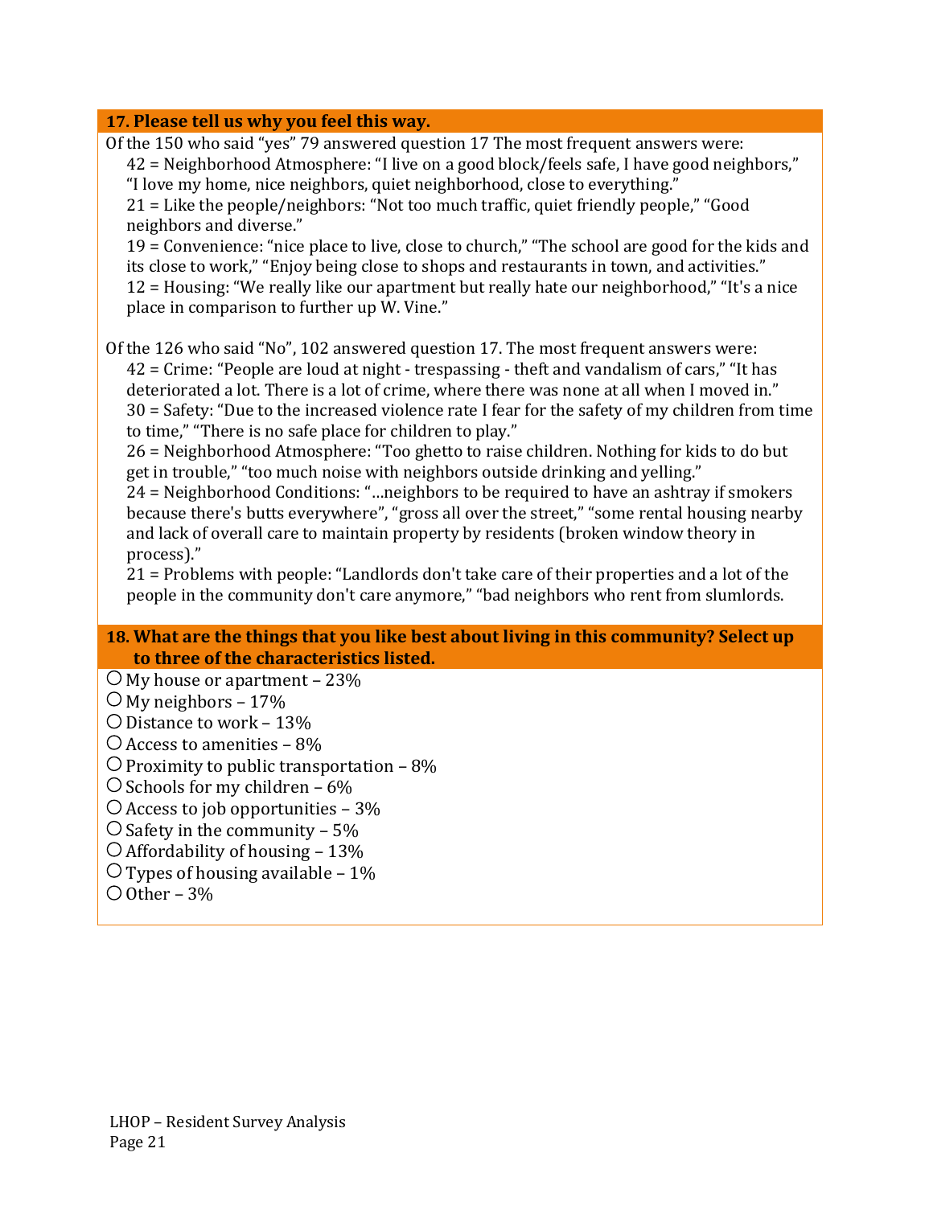### 17. Please tell us why you feel this way.

Of the 150 who said "yes" 79 answered question 17 The most frequent answers were:

- 42 = Neighborhood Atmosphere: "I live on a good block/feels safe, I have good neighbors," "I love my home, nice neighbors, quiet neighborhood, close to everything."
- 21 = Like the people/neighbors: "Not too much traffic, quiet friendly people," "Good neighbors and diverse."
- 19 = Convenience: "nice place to live, close to church," "The school are good for the kids and its close to work," "Enjoy being close to shops and restaurants in town, and activities."
- 12 = Housing: "We really like our apartment but really hate our neighborhood," "It's a nice place in comparison to further up W. Vine."

Of the 126 who said "No", 102 answered question 17. The most frequent answers were:

- 42 = Crime: "People are loud at night - trespassing - theft and vandalism of cars," "It has deteriorated a lot. There is a lot of crime, where there was none at all when I moved in."
- 30 = Safety: "Due to the increased violence rate I fear for the safety of my children from time to time," "There is no safe place for children to play."
- 26 = Neighborhood Atmosphere: "Too ghetto to raise children. Nothing for kids to do but get in trouble," "too much noise with neighbors outside drinking and yelling."
- 24 = Neighborhood Conditions: "…neighbors to be required to have an ashtray if smokers because there's butts everywhere", "gross all over the street," "some rental housing nearby and lack of overall care to maintain property by residents (broken window theory in process)."
- 21 = Problems with people: "Landlords don't take care of their properties and a lot of the people in the community don't care anymore," "bad neighbors who rent from slumlords.

### 18. What are the things that you like best about living in this community? Select up to three of the characteristics listed.

- ○ My house or apartment – 23%
- ○ My neighbors – 17%
- ○ Distance to work – 13%
- ○ Access to amenities – 8%
- ○ Proximity to public transportation – 8%
- ○ Schools for my children – 6%
- ○ Access to job opportunities – 3%
- ○ Safety in the community – 5%
- ○ Affordability of housing – 13%
- ○ Types of housing available – 1%
- ○ Other – 3%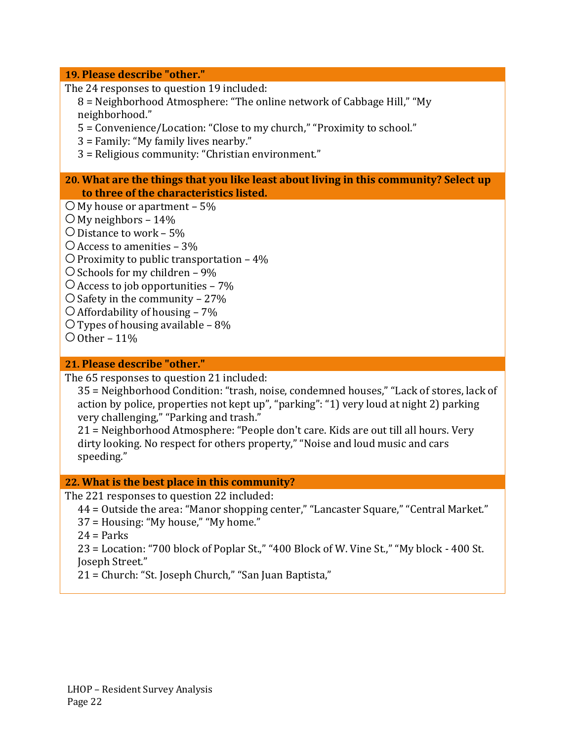### 19. Please describe "other."

The 24 responses to question 19 included:

- 8 = Neighborhood Atmosphere: "The online network of Cabbage Hill," "My neighborhood."
- 5 = Convenience/Location: "Close to my church," "Proximity to school."
- 3 = Family: "My family lives nearby."
- 3 = Religious community: "Christian environment."

### 20. What are the things that you like least about living in this community? Select up to three of the characteristics listed.

- ○ My house or apartment – 5%
- ○ My neighbors – 14%
- ○ Distance to work – 5%
- ○ Access to amenities – 3%
- ○ Proximity to public transportation – 4%
- ○ Schools for my children – 9%
- ○ Access to job opportunities – 7%
- ○ Safety in the community – 27%
- ○ Affordability of housing – 7%
- ○ Types of housing available – 8%
- ○ Other – 11%

### 21. Please describe "other."

The 65 responses to question 21 included:

- 35 = Neighborhood Condition: "trash, noise, condemned houses," "Lack of stores, lack of action by police, properties not kept up", "parking": "1) very loud at night 2) parking very challenging," "Parking and trash."
- 21 = Neighborhood Atmosphere: "People don't care. Kids are out till all hours. Very dirty looking. No respect for others property," "Noise and loud music and cars speeding."

### 22. What is the best place in this community?

The 221 responses to question 22 included:

- 44 = Outside the area: "Manor shopping center," "Lancaster Square," "Central Market."
- 37 = Housing: "My house," "My home."
- 24 = Parks
- 23 = Location: "700 block of Poplar St.," "400 Block of W. Vine St.," "My block - 400 St. Joseph Street."
- 21 = Church: "St. Joseph Church," "San Juan Baptista,"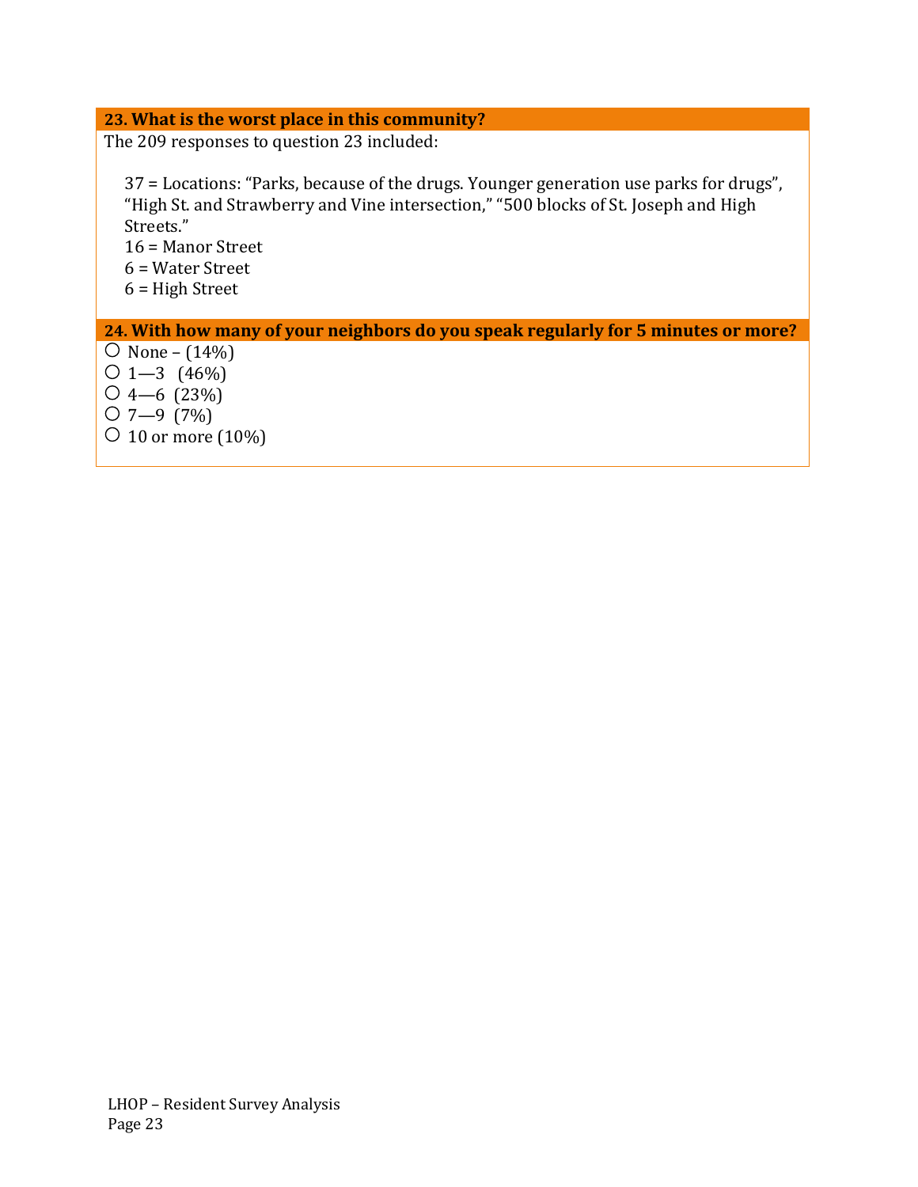### 23. What is the worst place in this community?

The 209 responses to question 23 included:

37 = Locations: "Parks, because of the drugs. Younger generation use parks for drugs", "High St. and Strawberry and Vine intersection," "500 blocks of St. Joseph and High Streets."
16 = Manor Street
6 = Water Street
6 = High Street

### 24. With how many of your neighbors do you speak regularly for 5 minutes or more?

- ○ None – (14%)
- ○ 1—3 (46%)
- ○ 4—6 (23%)
- ○ 7—9 (7%)
- ○ 10 or more (10%)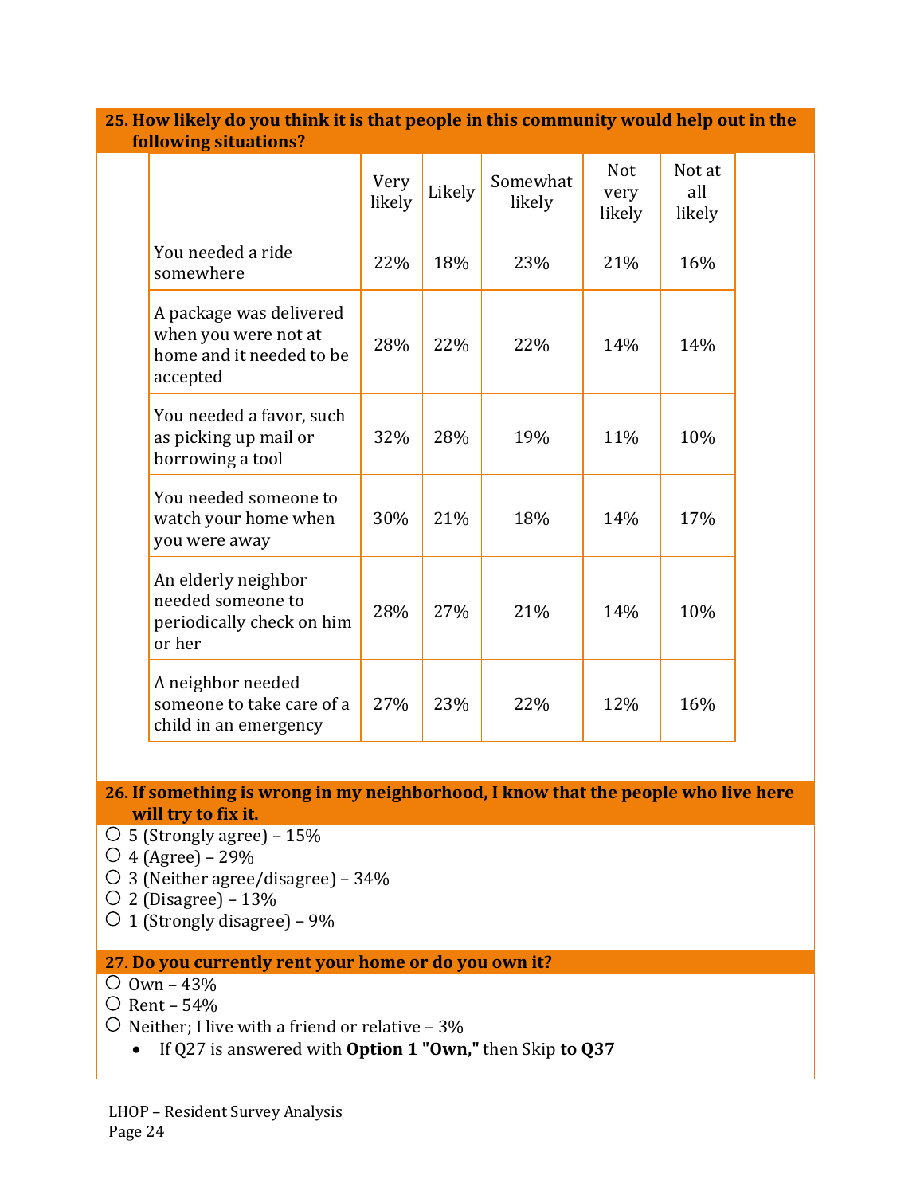### 25. How likely do you think it is that people in this community would help out in the following situations?

| | Very likely | Likely | Somewhat likely | Not very likely | Not at all likely |
|---|---|---|---|---|---|
| You needed a ride somewhere | 22% | 18% | 23% | 21% | 16% |
| A package was delivered when you were not at home and it needed to be accepted | 28% | 22% | 22% | 14% | 14% |
| You needed a favor, such as picking up mail or borrowing a tool | 32% | 28% | 19% | 11% | 10% |
| You needed someone to watch your home when you were away | 30% | 21% | 18% | 14% | 17% |
| An elderly neighbor needed someone to periodically check on him or her | 28% | 27% | 21% | 14% | 10% |
| A neighbor needed someone to take care of a child in an emergency | 27% | 23% | 22% | 12% | 16% |

### 26. If something is wrong in my neighborhood, I know that the people who live here will try to fix it.

- ○ 5 (Strongly agree) – 15%
- ○ 4 (Agree) – 29%
- ○ 3 (Neither agree/disagree) – 34%
- ○ 2 (Disagree) – 13%
- ○ 1 (Strongly disagree) – 9%

### 27. Do you currently rent your home or do you own it?

- ○ Own – 43%
- ○ Rent – 54%
- ○ Neither; I live with a friend or relative – 3%
  - If Q27 is answered with **Option 1 "Own,"** then Skip **to Q37**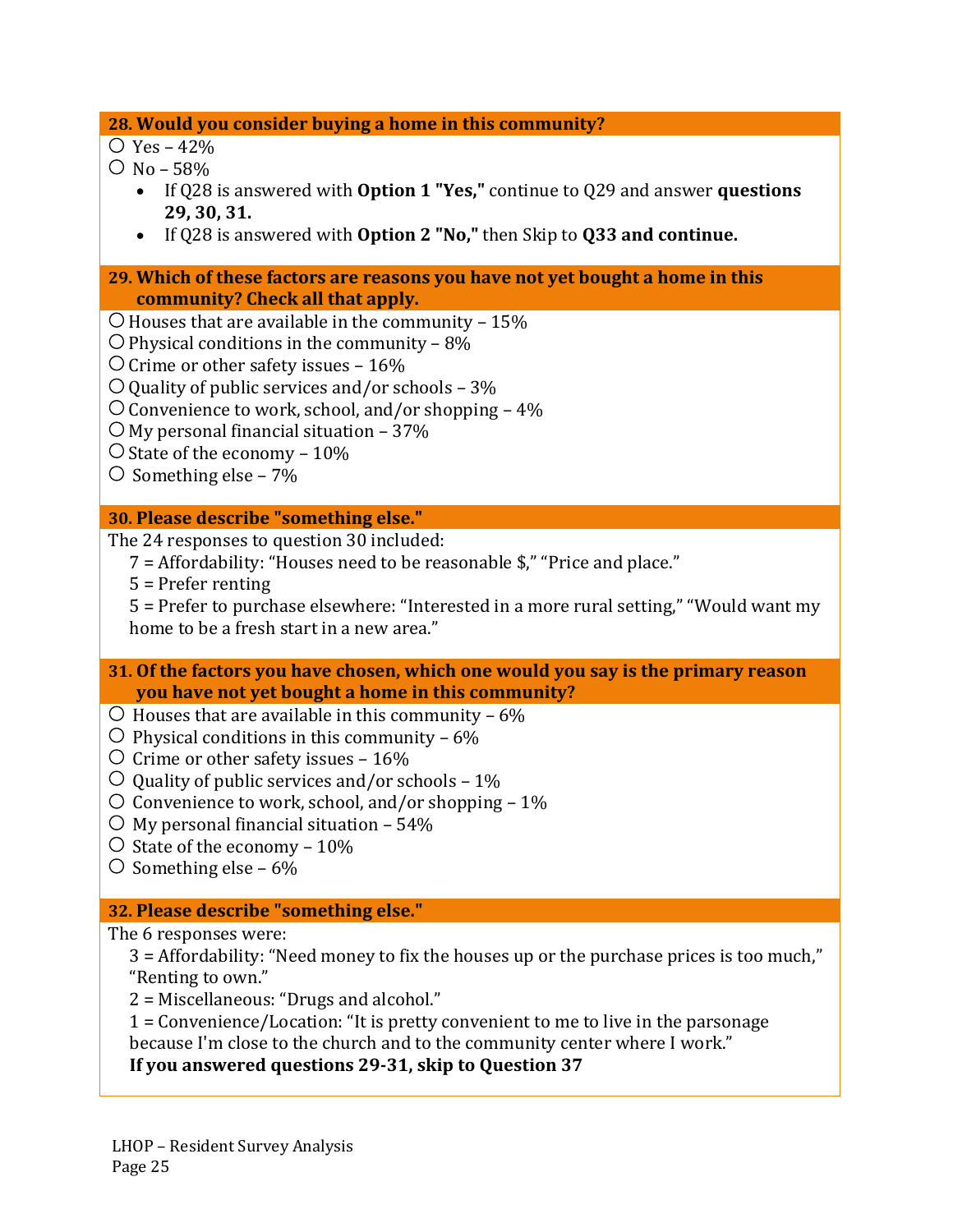### 28. Would you consider buying a home in this community?

- ○ Yes – 42%
- ○ No – 58%
    - If Q28 is answered with **Option 1 "Yes,"** continue to Q29 and answer **questions 29, 30, 31.**
    - If Q28 is answered with **Option 2 "No,"** then Skip to **Q33 and continue.**

### 29. Which of these factors are reasons you have not yet bought a home in this community? Check all that apply.

- ○ Houses that are available in the community – 15%
- ○ Physical conditions in the community – 8%
- ○ Crime or other safety issues – 16%
- ○ Quality of public services and/or schools – 3%
- ○ Convenience to work, school, and/or shopping – 4%
- ○ My personal financial situation – 37%
- ○ State of the economy – 10%
- ○ Something else – 7%

### 30. Please describe "something else."

The 24 responses to question 30 included:

- 7 = Affordability: "Houses need to be reasonable $," "Price and place."
- 5 = Prefer renting
- 5 = Prefer to purchase elsewhere: "Interested in a more rural setting," "Would want my home to be a fresh start in a new area."

### 31. Of the factors you have chosen, which one would you say is the primary reason you have not yet bought a home in this community?

- ○ Houses that are available in this community – 6%
- ○ Physical conditions in this community – 6%
- ○ Crime or other safety issues – 16%
- ○ Quality of public services and/or schools – 1%
- ○ Convenience to work, school, and/or shopping – 1%
- ○ My personal financial situation – 54%
- ○ State of the economy – 10%
- ○ Something else – 6%

### 32. Please describe "something else."

The 6 responses were:

- 3 = Affordability: "Need money to fix the houses up or the purchase prices is too much," "Renting to own."
- 2 = Miscellaneous: "Drugs and alcohol."
- 1 = Convenience/Location: "It is pretty convenient to me to live in the parsonage because I'm close to the church and to the community center where I work."

**If you answered questions 29-31, skip to Question 37**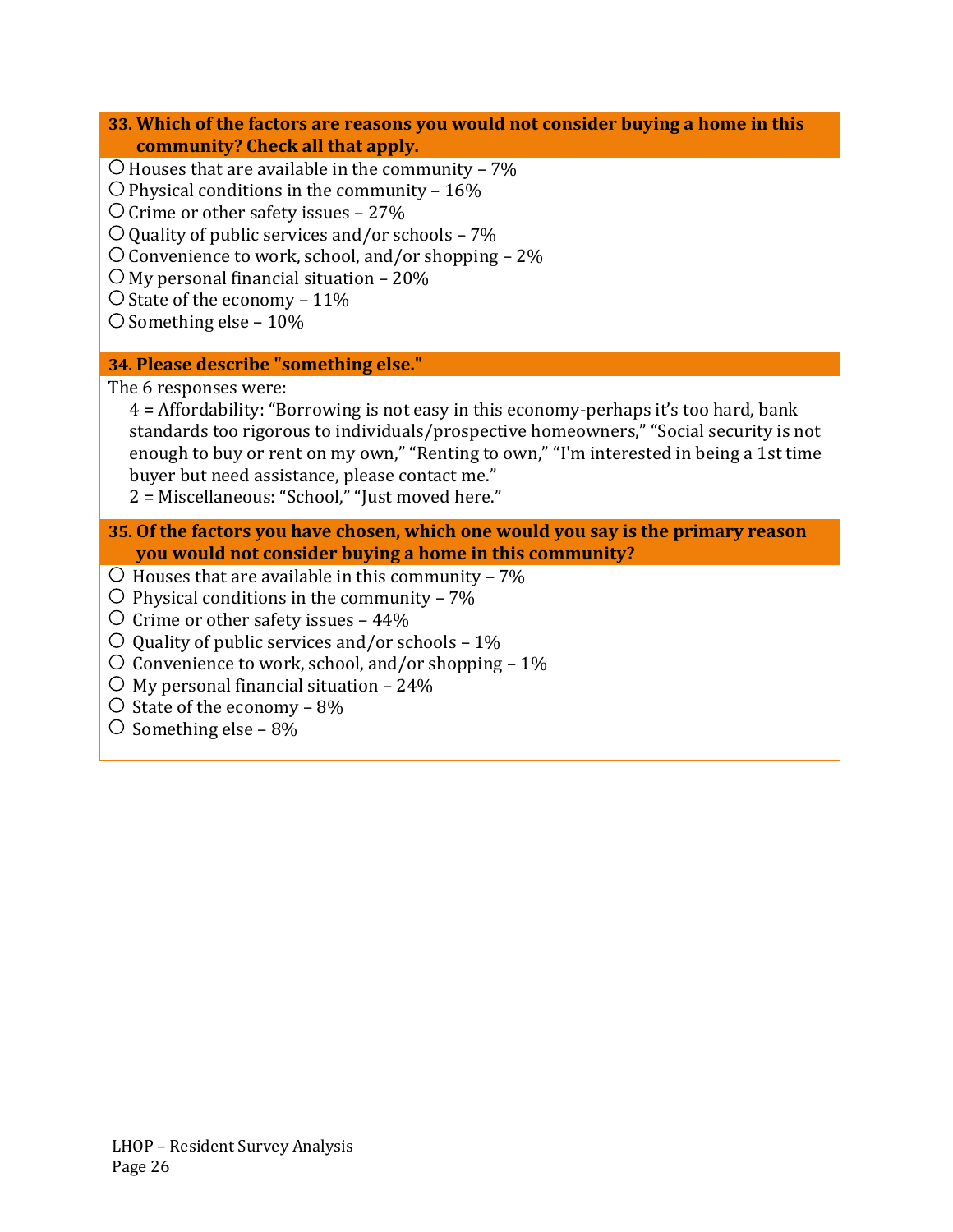### 33. Which of the factors are reasons you would not consider buying a home in this community? Check all that apply.

- ○ Houses that are available in the community – 7%
- ○ Physical conditions in the community – 16%
- ○ Crime or other safety issues – 27%
- ○ Quality of public services and/or schools – 7%
- ○ Convenience to work, school, and/or shopping – 2%
- ○ My personal financial situation – 20%
- ○ State of the economy – 11%
- ○ Something else – 10%

### 34. Please describe "something else."

The 6 responses were:

4 = Affordability: "Borrowing is not easy in this economy-perhaps it's too hard, bank standards too rigorous to individuals/prospective homeowners," "Social security is not enough to buy or rent on my own," "Renting to own," "I'm interested in being a 1st time buyer but need assistance, please contact me."

2 = Miscellaneous: "School," "Just moved here."

### 35. Of the factors you have chosen, which one would you say is the primary reason you would not consider buying a home in this community?

- ○ Houses that are available in this community – 7%
- ○ Physical conditions in the community – 7%
- ○ Crime or other safety issues – 44%
- ○ Quality of public services and/or schools – 1%
- ○ Convenience to work, school, and/or shopping – 1%
- ○ My personal financial situation – 24%
- ○ State of the economy – 8%
- ○ Something else – 8%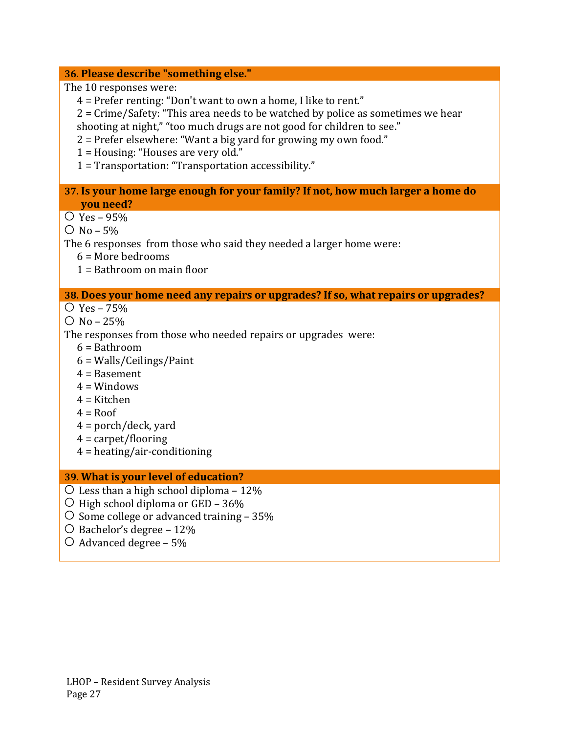### 36. Please describe "something else."

The 10 responses were:

- 4 = Prefer renting: "Don't want to own a home, I like to rent."
- 2 = Crime/Safety: "This area needs to be watched by police as sometimes we hear shooting at night," "too much drugs are not good for children to see."
- 2 = Prefer elsewhere: "Want a big yard for growing my own food."
- 1 = Housing: "Houses are very old."
- 1 = Transportation: "Transportation accessibility."

### 37. Is your home large enough for your family? If not, how much larger a home do you need?

- ○ Yes – 95%
- ○ No – 5%

The 6 responses from those who said they needed a larger home were:

- 6 = More bedrooms
- 1 = Bathroom on main floor

### 38. Does your home need any repairs or upgrades? If so, what repairs or upgrades?

- ○ Yes – 75%
- ○ No – 25%

The responses from those who needed repairs or upgrades were:

- 6 = Bathroom
- 6 = Walls/Ceilings/Paint
- 4 = Basement
- 4 = Windows
- 4 = Kitchen
- 4 = Roof
- 4 = porch/deck, yard
- 4 = carpet/flooring
- 4 = heating/air-conditioning

### 39. What is your level of education?

- ○ Less than a high school diploma – 12%
- ○ High school diploma or GED – 36%
- ○ Some college or advanced training – 35%
- ○ Bachelor's degree – 12%
- ○ Advanced degree – 5%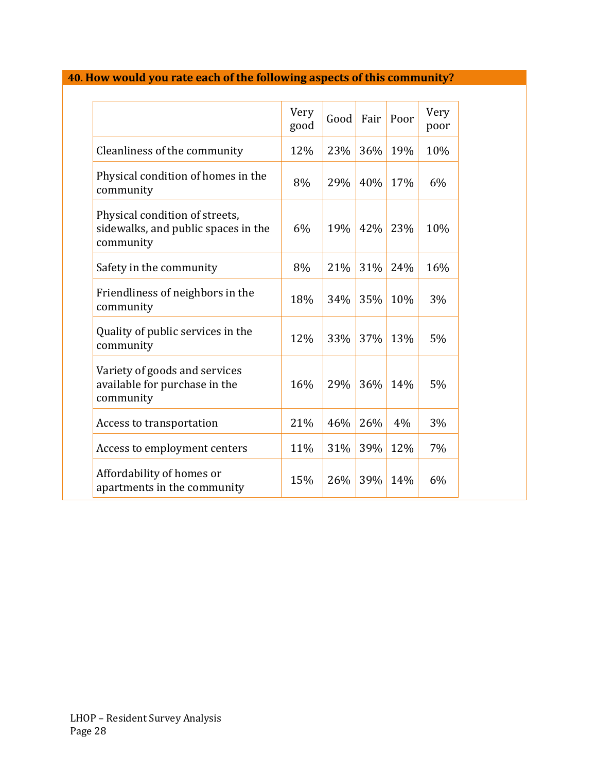**40. How would you rate each of the following aspects of this community?**

| | Very good | Good | Fair | Poor | Very poor |
|---|---|---|---|---|---|
| Cleanliness of the community | 12% | 23% | 36% | 19% | 10% |
| Physical condition of homes in the community | 8% | 29% | 40% | 17% | 6% |
| Physical condition of streets, sidewalks, and public spaces in the community | 6% | 19% | 42% | 23% | 10% |
| Safety in the community | 8% | 21% | 31% | 24% | 16% |
| Friendliness of neighbors in the community | 18% | 34% | 35% | 10% | 3% |
| Quality of public services in the community | 12% | 33% | 37% | 13% | 5% |
| Variety of goods and services available for purchase in the community | 16% | 29% | 36% | 14% | 5% |
| Access to transportation | 21% | 46% | 26% | 4% | 3% |
| Access to employment centers | 11% | 31% | 39% | 12% | 7% |
| Affordability of homes or apartments in the community | 15% | 26% | 39% | 14% | 6% |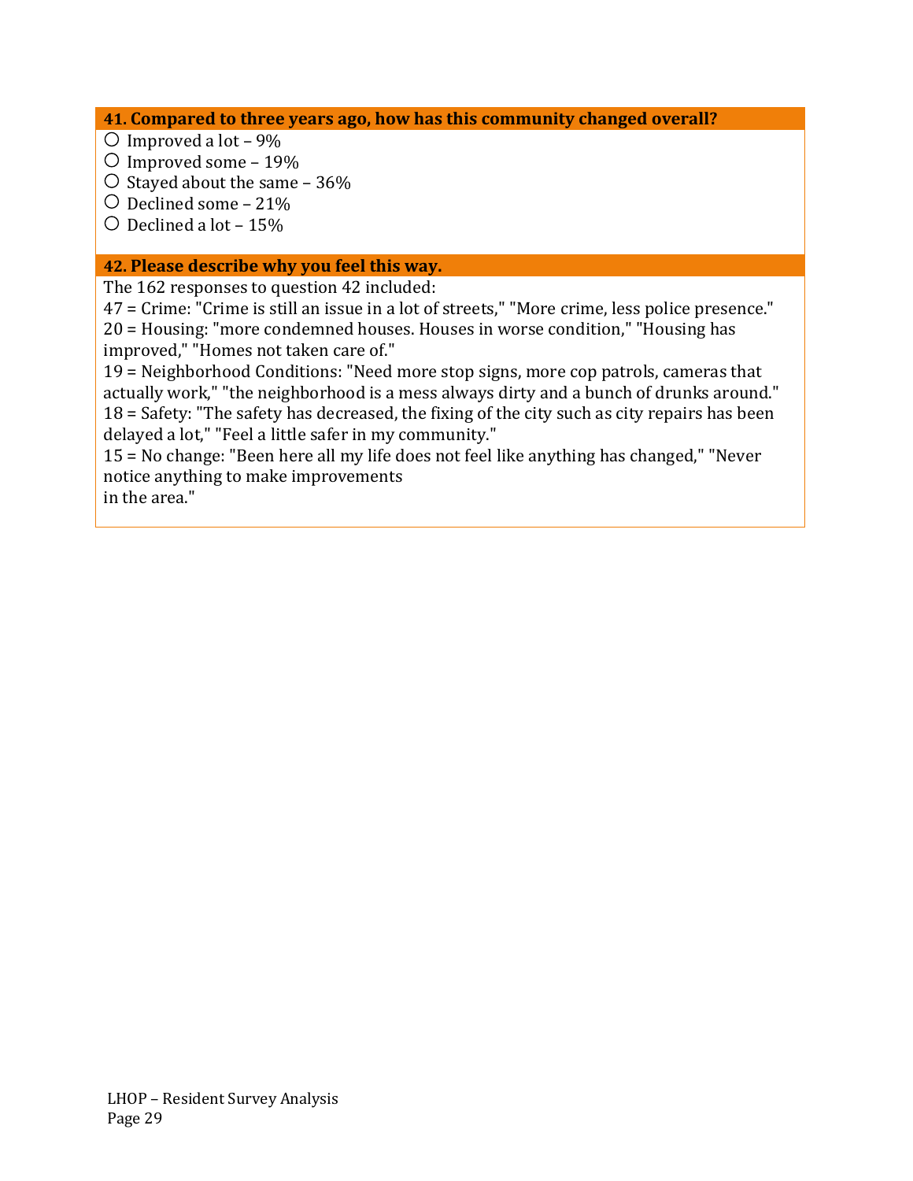**41. Compared to three years ago, how has this community changed overall?**

- ○ Improved a lot – 9%
- ○ Improved some – 19%
- ○ Stayed about the same – 36%
- ○ Declined some – 21%
- ○ Declined a lot – 15%

**42. Please describe why you feel this way.**

The 162 responses to question 42 included:

47 = Crime: "Crime is still an issue in a lot of streets," "More crime, less police presence."

20 = Housing: "more condemned houses. Houses in worse condition," "Housing has improved," "Homes not taken care of."

19 = Neighborhood Conditions: "Need more stop signs, more cop patrols, cameras that actually work," "the neighborhood is a mess always dirty and a bunch of drunks around."

18 = Safety: "The safety has decreased, the fixing of the city such as city repairs has been delayed a lot," "Feel a little safer in my community."

15 = No change: "Been here all my life does not feel like anything has changed," "Never notice anything to make improvements in the area."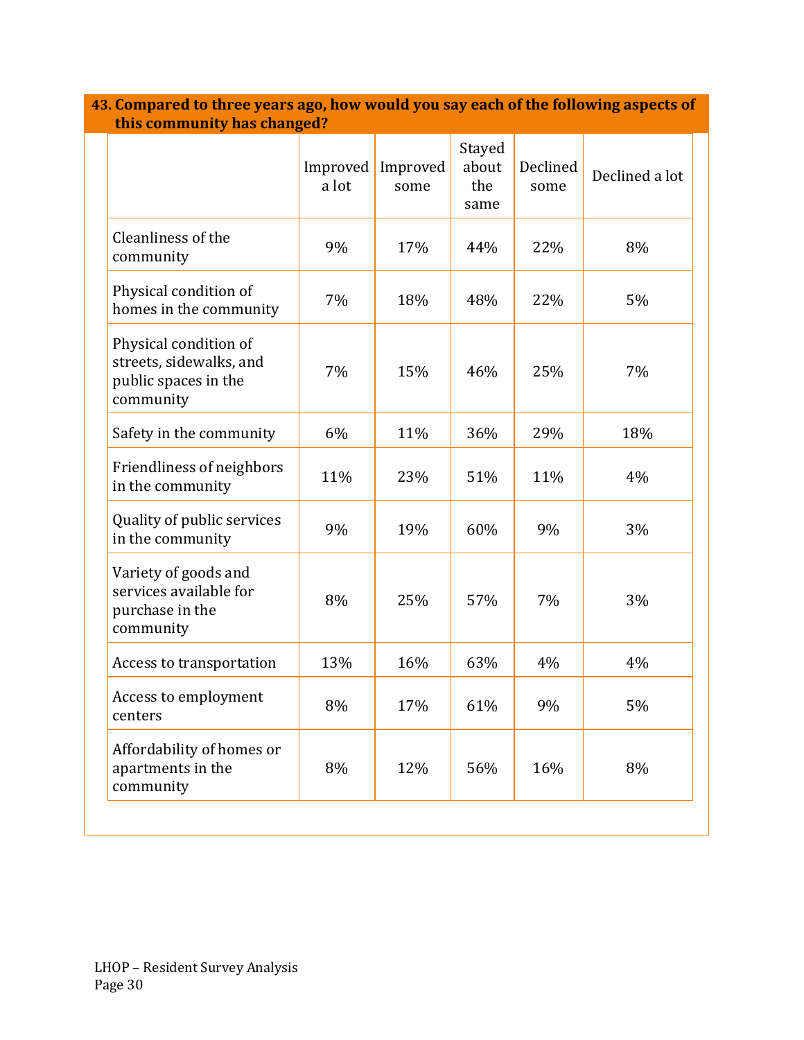**43. Compared to three years ago, how would you say each of the following aspects of this community has changed?**

| | Improved a lot | Improved some | Stayed about the same | Declined some | Declined a lot |
|---|---|---|---|---|---|
| Cleanliness of the community | 9% | 17% | 44% | 22% | 8% |
| Physical condition of homes in the community | 7% | 18% | 48% | 22% | 5% |
| Physical condition of streets, sidewalks, and public spaces in the community | 7% | 15% | 46% | 25% | 7% |
| Safety in the community | 6% | 11% | 36% | 29% | 18% |
| Friendliness of neighbors in the community | 11% | 23% | 51% | 11% | 4% |
| Quality of public services in the community | 9% | 19% | 60% | 9% | 3% |
| Variety of goods and services available for purchase in the community | 8% | 25% | 57% | 7% | 3% |
| Access to transportation | 13% | 16% | 63% | 4% | 4% |
| Access to employment centers | 8% | 17% | 61% | 9% | 5% |
| Affordability of homes or apartments in the community | 8% | 12% | 56% | 16% | 8% |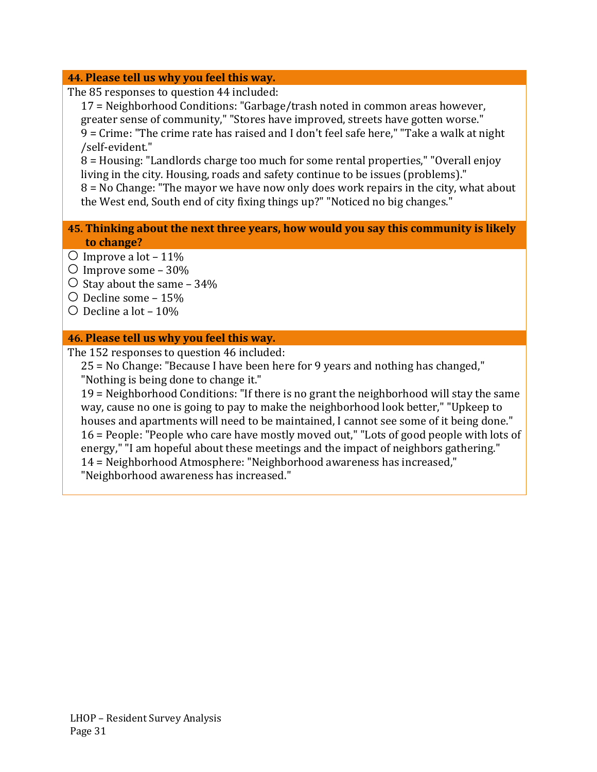### 44. Please tell us why you feel this way.

The 85 responses to question 44 included:

17 = Neighborhood Conditions: "Garbage/trash noted in common areas however, greater sense of community," "Stores have improved, streets have gotten worse."
9 = Crime: "The crime rate has raised and I don't feel safe here," "Take a walk at night /self-evident."
8 = Housing: "Landlords charge too much for some rental properties," "Overall enjoy living in the city. Housing, roads and safety continue to be issues (problems)."
8 = No Change: "The mayor we have now only does work repairs in the city, what about the West end, South end of city fixing things up?" "Noticed no big changes."

### 45. Thinking about the next three years, how would you say this community is likely to change?

- Improve a lot – 11%
- Improve some – 30%
- Stay about the same – 34%
- Decline some – 15%
- Decline a lot – 10%

### 46. Please tell us why you feel this way.

The 152 responses to question 46 included:

25 = No Change: "Because I have been here for 9 years and nothing has changed," "Nothing is being done to change it."
19 = Neighborhood Conditions: "If there is no grant the neighborhood will stay the same way, cause no one is going to pay to make the neighborhood look better," "Upkeep to houses and apartments will need to be maintained, I cannot see some of it being done."
16 = People: "People who care have mostly moved out," "Lots of good people with lots of energy," "I am hopeful about these meetings and the impact of neighbors gathering."
14 = Neighborhood Atmosphere: "Neighborhood awareness has increased," "Neighborhood awareness has increased."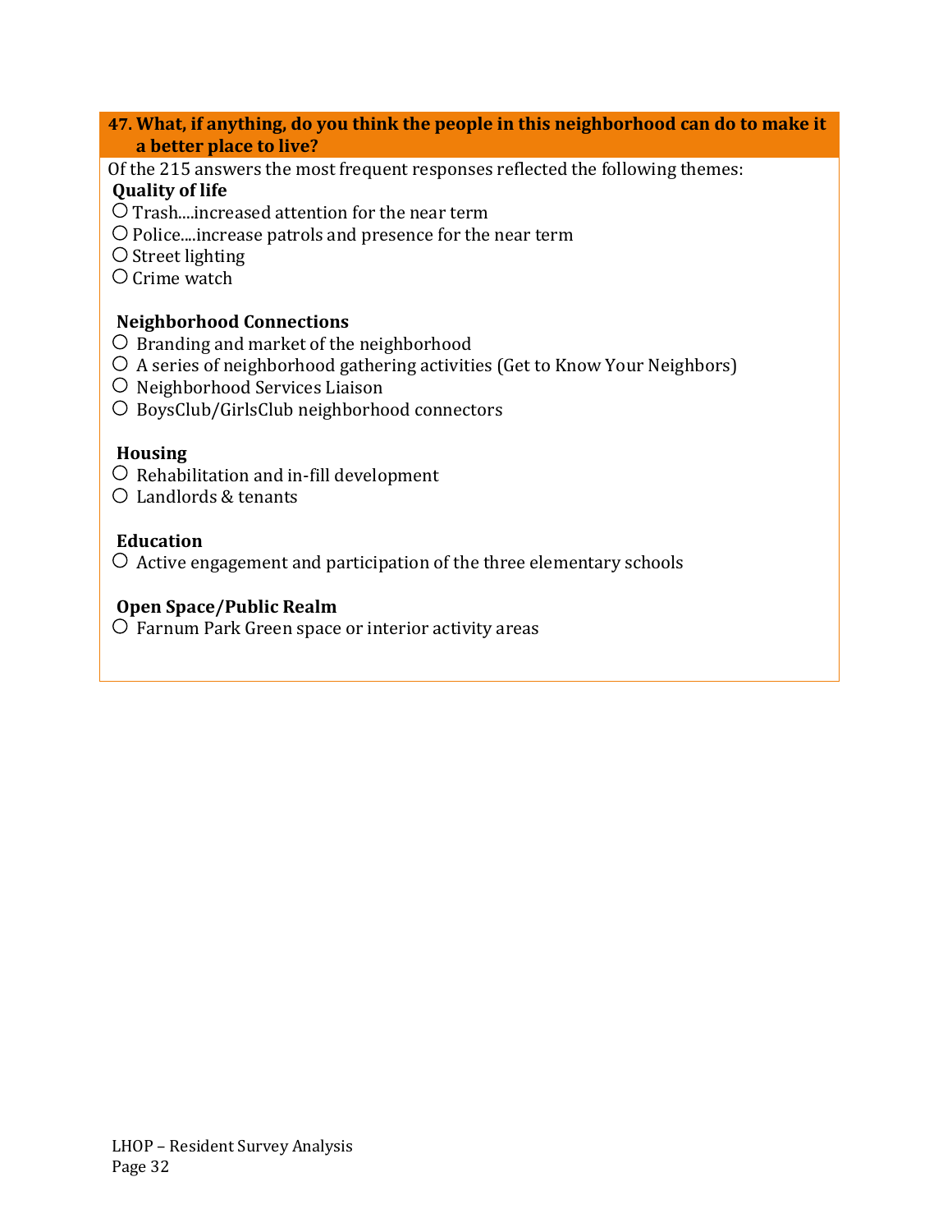### 47. What, if anything, do you think the people in this neighborhood can do to make it a better place to live?

Of the 215 answers the most frequent responses reflected the following themes:

**Quality of life**

- Trash....increased attention for the near term
- Police....increase patrols and presence for the near term
- Street lighting
- Crime watch

**Neighborhood Connections**

- Branding and market of the neighborhood
- A series of neighborhood gathering activities (Get to Know Your Neighbors)
- Neighborhood Services Liaison
- BoysClub/GirlsClub neighborhood connectors

**Housing**

- Rehabilitation and in-fill development
- Landlords & tenants

**Education**

- Active engagement and participation of the three elementary schools

**Open Space/Public Realm**

- Farnum Park Green space or interior activity areas